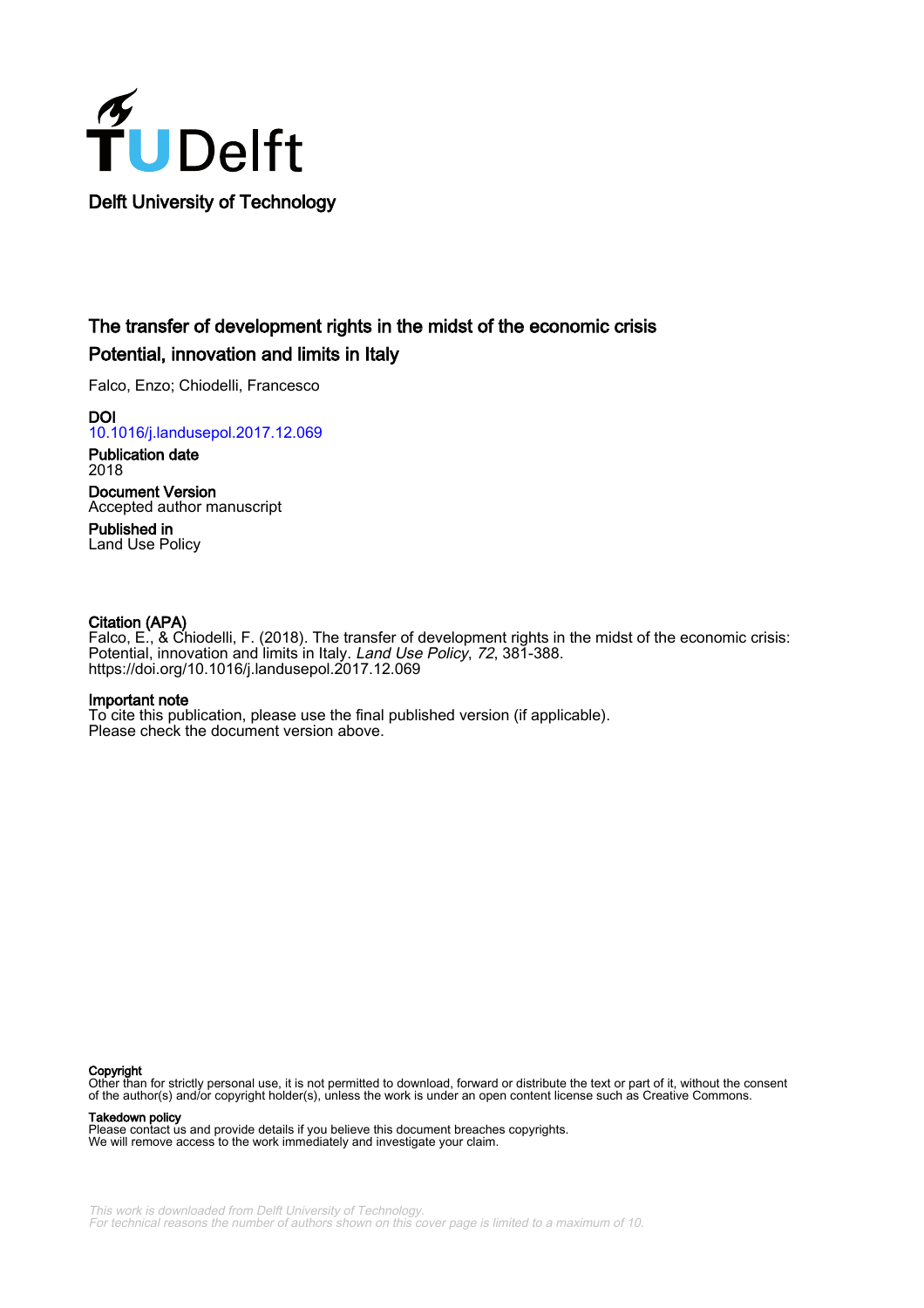Delft University of Technology

# The transfer of development rights in the midst of the economic crisis
## Potential, innovation and limits in Italy

Falco, Enzo; Chiodelli, Francesco

**DOI**
10.1016/j.landusepol.2017.12.069

**Publication date**
2018

**Document Version**
Accepted author manuscript

**Published in**
Land Use Policy

**Citation (APA)**
Falco, E., & Chiodelli, F. (2018). The transfer of development rights in the midst of the economic crisis: Potential, innovation and limits in Italy. *Land Use Policy*, *72*, 381-388. https://doi.org/10.1016/j.landusepol.2017.12.069

**Important note**
To cite this publication, please use the final published version (if applicable).
Please check the document version above.

**Copyright**
Other than for strictly personal use, it is not permitted to download, forward or distribute the text or part of it, without the consent of the author(s) and/or copyright holder(s), unless the work is under an open content license such as Creative Commons.

**Takedown policy**
Please contact us and provide details if you believe this document breaches copyrights.
We will remove access to the work immediately and investigate your claim.

*This work is downloaded from Delft University of Technology.*
*For technical reasons the number of authors shown on this cover page is limited to a maximum of 10.*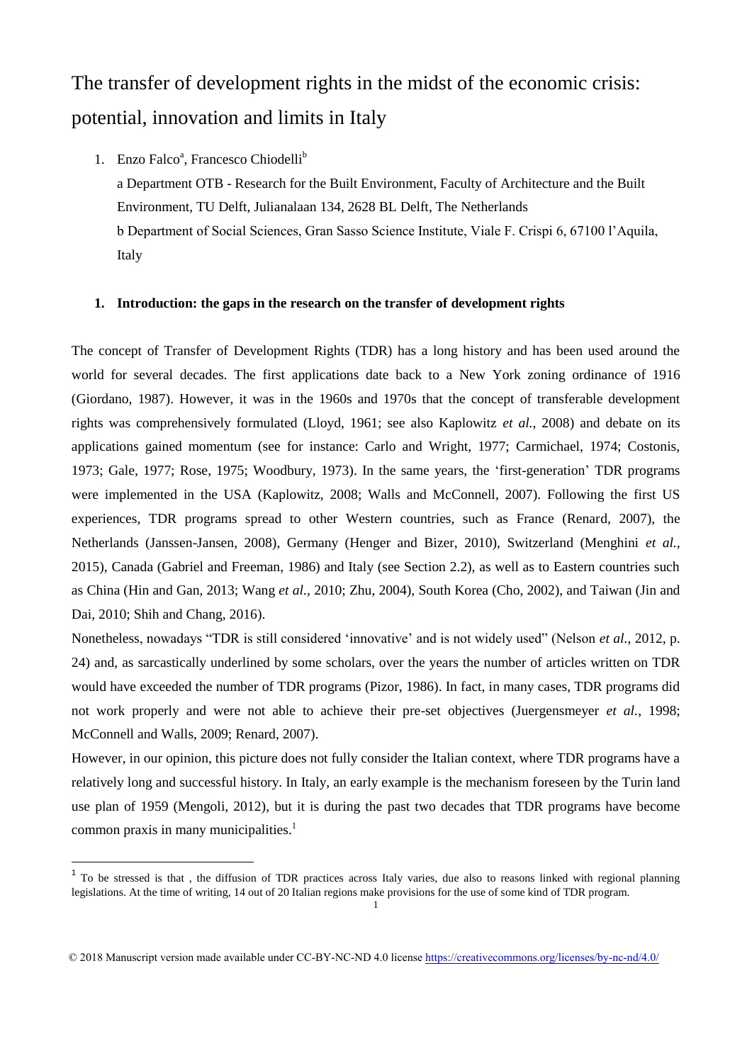# The transfer of development rights in the midst of the economic crisis: potential, innovation and limits in Italy

1. Enzo Falco[a], Francesco Chiodelli[b]

   a Department OTB - Research for the Built Environment, Faculty of Architecture and the Built Environment, TU Delft, Julianalaan 134, 2628 BL Delft, The Netherlands

   b Department of Social Sciences, Gran Sasso Science Institute, Viale F. Crispi 6, 67100 l'Aquila, Italy

## 1. Introduction: the gaps in the research on the transfer of development rights

The concept of Transfer of Development Rights (TDR) has a long history and has been used around the world for several decades. The first applications date back to a New York zoning ordinance of 1916 (Giordano, 1987). However, it was in the 1960s and 1970s that the concept of transferable development rights was comprehensively formulated (Lloyd, 1961; see also Kaplowitz *et al.*, 2008) and debate on its applications gained momentum (see for instance: Carlo and Wright, 1977; Carmichael, 1974; Costonis, 1973; Gale, 1977; Rose, 1975; Woodbury, 1973). In the same years, the 'first-generation' TDR programs were implemented in the USA (Kaplowitz, 2008; Walls and McConnell, 2007). Following the first US experiences, TDR programs spread to other Western countries, such as France (Renard, 2007), the Netherlands (Janssen-Jansen, 2008), Germany (Henger and Bizer, 2010), Switzerland (Menghini *et al.*, 2015), Canada (Gabriel and Freeman, 1986) and Italy (see Section 2.2), as well as to Eastern countries such as China (Hin and Gan, 2013; Wang *et al.*, 2010; Zhu, 2004), South Korea (Cho, 2002), and Taiwan (Jin and Dai, 2010; Shih and Chang, 2016).

Nonetheless, nowadays "TDR is still considered 'innovative' and is not widely used" (Nelson *et al.*, 2012, p. 24) and, as sarcastically underlined by some scholars, over the years the number of articles written on TDR would have exceeded the number of TDR programs (Pizor, 1986). In fact, in many cases, TDR programs did not work properly and were not able to achieve their pre-set objectives (Juergensmeyer *et al.*, 1998; McConnell and Walls, 2009; Renard, 2007).

However, in our opinion, this picture does not fully consider the Italian context, where TDR programs have a relatively long and successful history. In Italy, an early example is the mechanism foreseen by the Turin land use plan of 1959 (Mengoli, 2012), but it is during the past two decades that TDR programs have become common praxis in many municipalities.[1]

[1] To be stressed is that , the diffusion of TDR practices across Italy varies, due also to reasons linked with regional planning legislations. At the time of writing, 14 out of 20 Italian regions make provisions for the use of some kind of TDR program.

© 2018 Manuscript version made available under CC-BY-NC-ND 4.0 license https://creativecommons.org/licenses/by-nc-nd/4.0/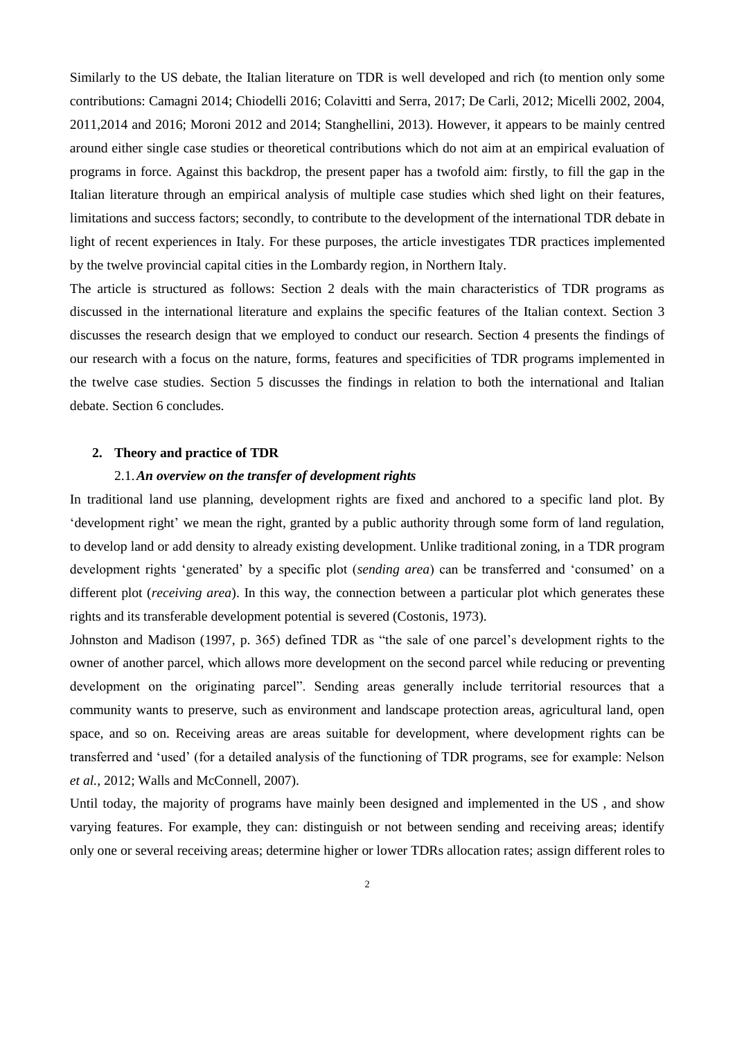Similarly to the US debate, the Italian literature on TDR is well developed and rich (to mention only some contributions: Camagni 2014; Chiodelli 2016; Colavitti and Serra, 2017; De Carli, 2012; Micelli 2002, 2004, 2011,2014 and 2016; Moroni 2012 and 2014; Stanghellini, 2013). However, it appears to be mainly centred around either single case studies or theoretical contributions which do not aim at an empirical evaluation of programs in force. Against this backdrop, the present paper has a twofold aim: firstly, to fill the gap in the Italian literature through an empirical analysis of multiple case studies which shed light on their features, limitations and success factors; secondly, to contribute to the development of the international TDR debate in light of recent experiences in Italy. For these purposes, the article investigates TDR practices implemented by the twelve provincial capital cities in the Lombardy region, in Northern Italy.

The article is structured as follows: Section 2 deals with the main characteristics of TDR programs as discussed in the international literature and explains the specific features of the Italian context. Section 3 discusses the research design that we employed to conduct our research. Section 4 presents the findings of our research with a focus on the nature, forms, features and specificities of TDR programs implemented in the twelve case studies. Section 5 discusses the findings in relation to both the international and Italian debate. Section 6 concludes.

## 2. Theory and practice of TDR

### 2.1. *An overview on the transfer of development rights*

In traditional land use planning, development rights are fixed and anchored to a specific land plot. By 'development right' we mean the right, granted by a public authority through some form of land regulation, to develop land or add density to already existing development. Unlike traditional zoning, in a TDR program development rights 'generated' by a specific plot (*sending area*) can be transferred and 'consumed' on a different plot (*receiving area*). In this way, the connection between a particular plot which generates these rights and its transferable development potential is severed (Costonis, 1973).

Johnston and Madison (1997, p. 365) defined TDR as "the sale of one parcel's development rights to the owner of another parcel, which allows more development on the second parcel while reducing or preventing development on the originating parcel". Sending areas generally include territorial resources that a community wants to preserve, such as environment and landscape protection areas, agricultural land, open space, and so on. Receiving areas are areas suitable for development, where development rights can be transferred and 'used' (for a detailed analysis of the functioning of TDR programs, see for example: Nelson *et al.*, 2012; Walls and McConnell, 2007).

Until today, the majority of programs have mainly been designed and implemented in the US , and show varying features. For example, they can: distinguish or not between sending and receiving areas; identify only one or several receiving areas; determine higher or lower TDRs allocation rates; assign different roles to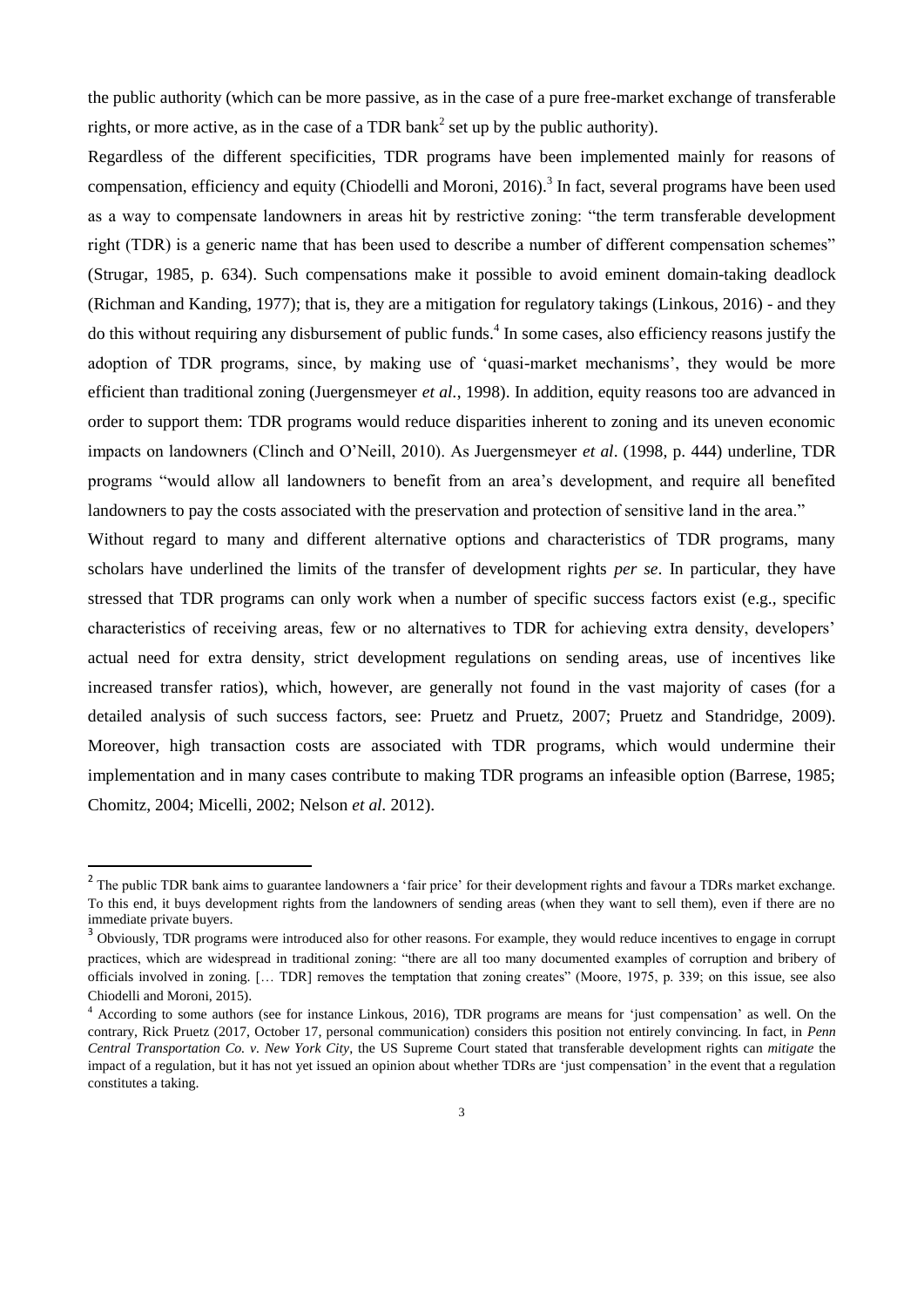the public authority (which can be more passive, as in the case of a pure free-market exchange of transferable rights, or more active, as in the case of a TDR bank[2] set up by the public authority).

Regardless of the different specificities, TDR programs have been implemented mainly for reasons of compensation, efficiency and equity (Chiodelli and Moroni, 2016).[3] In fact, several programs have been used as a way to compensate landowners in areas hit by restrictive zoning: "the term transferable development right (TDR) is a generic name that has been used to describe a number of different compensation schemes" (Strugar, 1985, p. 634). Such compensations make it possible to avoid eminent domain-taking deadlock (Richman and Kanding, 1977); that is, they are a mitigation for regulatory takings (Linkous, 2016) - and they do this without requiring any disbursement of public funds.[4] In some cases, also efficiency reasons justify the adoption of TDR programs, since, by making use of 'quasi-market mechanisms', they would be more efficient than traditional zoning (Juergensmeyer *et al.*, 1998). In addition, equity reasons too are advanced in order to support them: TDR programs would reduce disparities inherent to zoning and its uneven economic impacts on landowners (Clinch and O'Neill, 2010). As Juergensmeyer *et al*. (1998, p. 444) underline, TDR programs "would allow all landowners to benefit from an area's development, and require all benefited landowners to pay the costs associated with the preservation and protection of sensitive land in the area."

Without regard to many and different alternative options and characteristics of TDR programs, many scholars have underlined the limits of the transfer of development rights *per se*. In particular, they have stressed that TDR programs can only work when a number of specific success factors exist (e.g., specific characteristics of receiving areas, few or no alternatives to TDR for achieving extra density, developers' actual need for extra density, strict development regulations on sending areas, use of incentives like increased transfer ratios), which, however, are generally not found in the vast majority of cases (for a detailed analysis of such success factors, see: Pruetz and Pruetz, 2007; Pruetz and Standridge, 2009). Moreover, high transaction costs are associated with TDR programs, which would undermine their implementation and in many cases contribute to making TDR programs an infeasible option (Barrese, 1985; Chomitz, 2004; Micelli, 2002; Nelson *et al.* 2012).

---

[2] The public TDR bank aims to guarantee landowners a 'fair price' for their development rights and favour a TDRs market exchange. To this end, it buys development rights from the landowners of sending areas (when they want to sell them), even if there are no immediate private buyers.

[3] Obviously, TDR programs were introduced also for other reasons. For example, they would reduce incentives to engage in corrupt practices, which are widespread in traditional zoning: "there are all too many documented examples of corruption and bribery of officials involved in zoning. [… TDR] removes the temptation that zoning creates" (Moore, 1975, p. 339; on this issue, see also Chiodelli and Moroni, 2015).

[4] According to some authors (see for instance Linkous, 2016), TDR programs are means for 'just compensation' as well. On the contrary, Rick Pruetz (2017, October 17, personal communication) considers this position not entirely convincing. In fact, in *Penn Central Transportation Co. v. New York City*, the US Supreme Court stated that transferable development rights can *mitigate* the impact of a regulation, but it has not yet issued an opinion about whether TDRs are 'just compensation' in the event that a regulation constitutes a taking.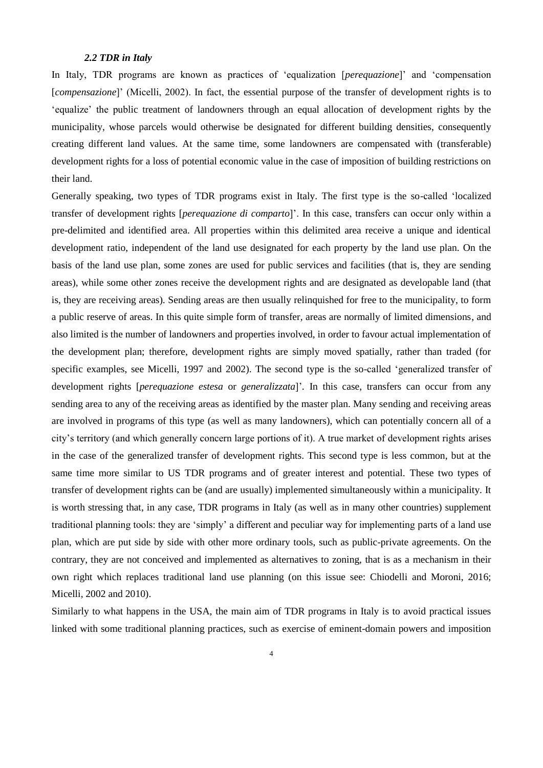### *2.2 TDR in Italy*

In Italy, TDR programs are known as practices of 'equalization [*perequazione*]' and 'compensation [*compensazione*]' (Micelli, 2002). In fact, the essential purpose of the transfer of development rights is to 'equalize' the public treatment of landowners through an equal allocation of development rights by the municipality, whose parcels would otherwise be designated for different building densities, consequently creating different land values. At the same time, some landowners are compensated with (transferable) development rights for a loss of potential economic value in the case of imposition of building restrictions on their land.

Generally speaking, two types of TDR programs exist in Italy. The first type is the so-called 'localized transfer of development rights [*perequazione di comparto*]'. In this case, transfers can occur only within a pre-delimited and identified area. All properties within this delimited area receive a unique and identical development ratio, independent of the land use designated for each property by the land use plan. On the basis of the land use plan, some zones are used for public services and facilities (that is, they are sending areas), while some other zones receive the development rights and are designated as developable land (that is, they are receiving areas). Sending areas are then usually relinquished for free to the municipality, to form a public reserve of areas. In this quite simple form of transfer, areas are normally of limited dimensions, and also limited is the number of landowners and properties involved, in order to favour actual implementation of the development plan; therefore, development rights are simply moved spatially, rather than traded (for specific examples, see Micelli, 1997 and 2002). The second type is the so-called 'generalized transfer of development rights [*perequazione estesa* or *generalizzata*]'. In this case, transfers can occur from any sending area to any of the receiving areas as identified by the master plan. Many sending and receiving areas are involved in programs of this type (as well as many landowners), which can potentially concern all of a city's territory (and which generally concern large portions of it). A true market of development rights arises in the case of the generalized transfer of development rights. This second type is less common, but at the same time more similar to US TDR programs and of greater interest and potential. These two types of transfer of development rights can be (and are usually) implemented simultaneously within a municipality. It is worth stressing that, in any case, TDR programs in Italy (as well as in many other countries) supplement traditional planning tools: they are 'simply' a different and peculiar way for implementing parts of a land use plan, which are put side by side with other more ordinary tools, such as public-private agreements. On the contrary, they are not conceived and implemented as alternatives to zoning, that is as a mechanism in their own right which replaces traditional land use planning (on this issue see: Chiodelli and Moroni, 2016; Micelli, 2002 and 2010).

Similarly to what happens in the USA, the main aim of TDR programs in Italy is to avoid practical issues linked with some traditional planning practices, such as exercise of eminent-domain powers and imposition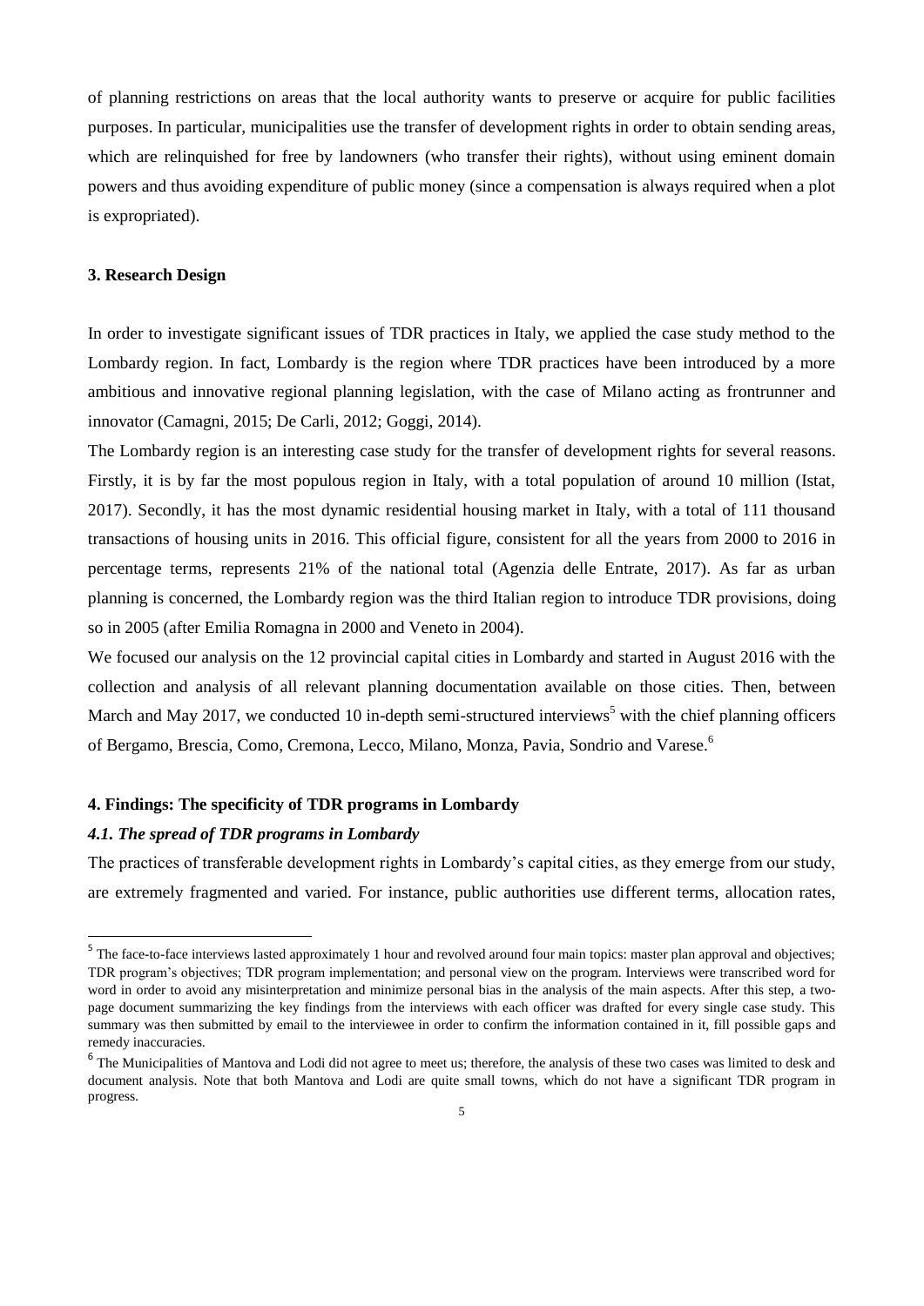of planning restrictions on areas that the local authority wants to preserve or acquire for public facilities purposes. In particular, municipalities use the transfer of development rights in order to obtain sending areas, which are relinquished for free by landowners (who transfer their rights), without using eminent domain powers and thus avoiding expenditure of public money (since a compensation is always required when a plot is expropriated).

### 3. Research Design

In order to investigate significant issues of TDR practices in Italy, we applied the case study method to the Lombardy region. In fact, Lombardy is the region where TDR practices have been introduced by a more ambitious and innovative regional planning legislation, with the case of Milano acting as frontrunner and innovator (Camagni, 2015; De Carli, 2012; Goggi, 2014).

The Lombardy region is an interesting case study for the transfer of development rights for several reasons. Firstly, it is by far the most populous region in Italy, with a total population of around 10 million (Istat, 2017). Secondly, it has the most dynamic residential housing market in Italy, with a total of 111 thousand transactions of housing units in 2016. This official figure, consistent for all the years from 2000 to 2016 in percentage terms, represents 21% of the national total (Agenzia delle Entrate, 2017). As far as urban planning is concerned, the Lombardy region was the third Italian region to introduce TDR provisions, doing so in 2005 (after Emilia Romagna in 2000 and Veneto in 2004).

We focused our analysis on the 12 provincial capital cities in Lombardy and started in August 2016 with the collection and analysis of all relevant planning documentation available on those cities. Then, between March and May 2017, we conducted 10 in-depth semi-structured interviews[5] with the chief planning officers of Bergamo, Brescia, Como, Cremona, Lecco, Milano, Monza, Pavia, Sondrio and Varese.[6]

### 4. Findings: The specificity of TDR programs in Lombardy

#### *4.1. The spread of TDR programs in Lombardy*

The practices of transferable development rights in Lombardy's capital cities, as they emerge from our study, are extremely fragmented and varied. For instance, public authorities use different terms, allocation rates,

---

[5] The face-to-face interviews lasted approximately 1 hour and revolved around four main topics: master plan approval and objectives; TDR program's objectives; TDR program implementation; and personal view on the program. Interviews were transcribed word for word in order to avoid any misinterpretation and minimize personal bias in the analysis of the main aspects. After this step, a two-page document summarizing the key findings from the interviews with each officer was drafted for every single case study. This summary was then submitted by email to the interviewee in order to confirm the information contained in it, fill possible gaps and remedy inaccuracies.

[6] The Municipalities of Mantova and Lodi did not agree to meet us; therefore, the analysis of these two cases was limited to desk and document analysis. Note that both Mantova and Lodi are quite small towns, which do not have a significant TDR program in progress.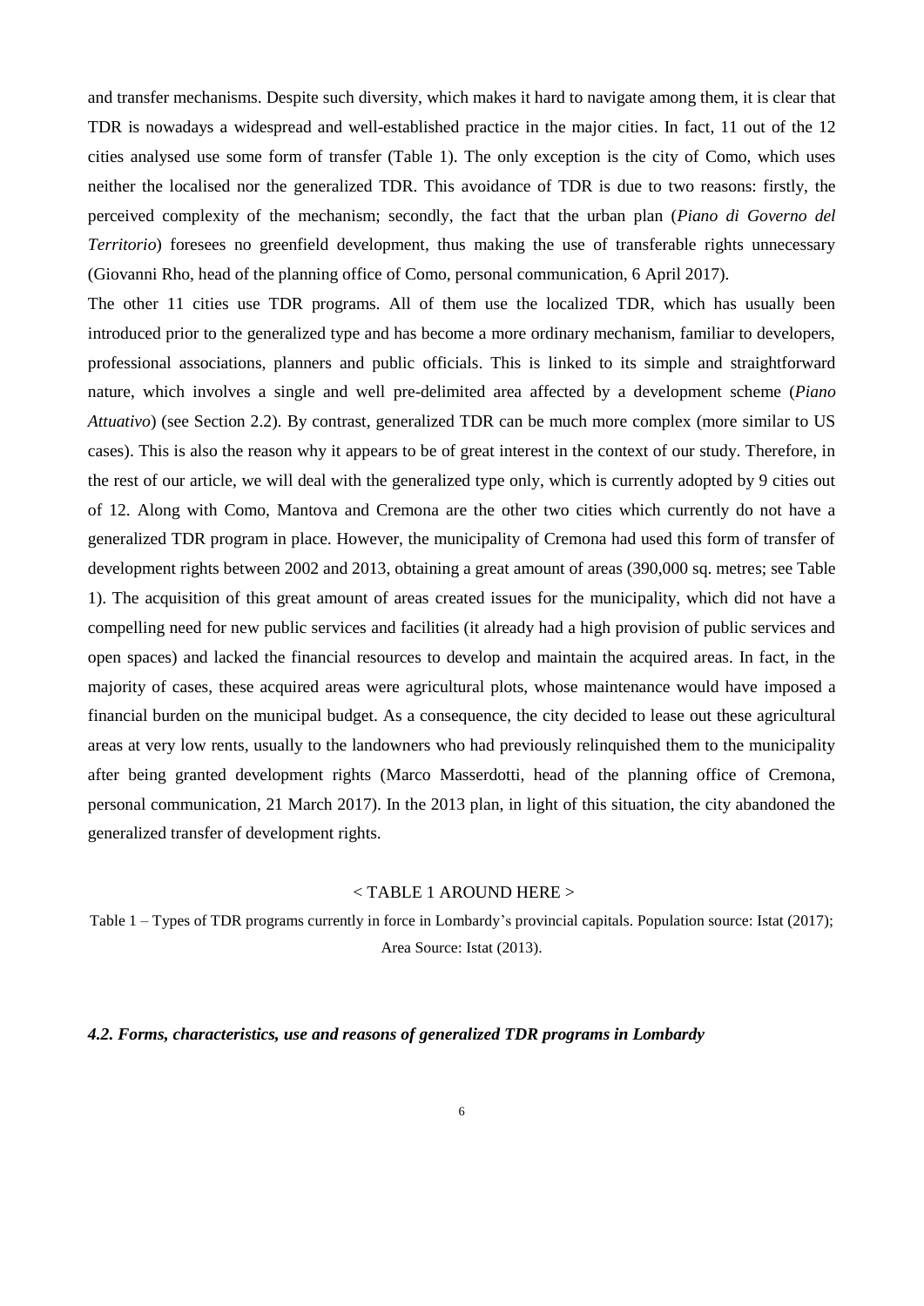and transfer mechanisms. Despite such diversity, which makes it hard to navigate among them, it is clear that TDR is nowadays a widespread and well-established practice in the major cities. In fact, 11 out of the 12 cities analysed use some form of transfer (Table 1). The only exception is the city of Como, which uses neither the localised nor the generalized TDR. This avoidance of TDR is due to two reasons: firstly, the perceived complexity of the mechanism; secondly, the fact that the urban plan (*Piano di Governo del Territorio*) foresees no greenfield development, thus making the use of transferable rights unnecessary (Giovanni Rho, head of the planning office of Como, personal communication, 6 April 2017).

The other 11 cities use TDR programs. All of them use the localized TDR, which has usually been introduced prior to the generalized type and has become a more ordinary mechanism, familiar to developers, professional associations, planners and public officials. This is linked to its simple and straightforward nature, which involves a single and well pre-delimited area affected by a development scheme (*Piano Attuativo*) (see Section 2.2). By contrast, generalized TDR can be much more complex (more similar to US cases). This is also the reason why it appears to be of great interest in the context of our study. Therefore, in the rest of our article, we will deal with the generalized type only, which is currently adopted by 9 cities out of 12. Along with Como, Mantova and Cremona are the other two cities which currently do not have a generalized TDR program in place. However, the municipality of Cremona had used this form of transfer of development rights between 2002 and 2013, obtaining a great amount of areas (390,000 sq. metres; see Table 1). The acquisition of this great amount of areas created issues for the municipality, which did not have a compelling need for new public services and facilities (it already had a high provision of public services and open spaces) and lacked the financial resources to develop and maintain the acquired areas. In fact, in the majority of cases, these acquired areas were agricultural plots, whose maintenance would have imposed a financial burden on the municipal budget. As a consequence, the city decided to lease out these agricultural areas at very low rents, usually to the landowners who had previously relinquished them to the municipality after being granted development rights (Marco Masserdotti, head of the planning office of Cremona, personal communication, 21 March 2017). In the 2013 plan, in light of this situation, the city abandoned the generalized transfer of development rights.

< TABLE 1 AROUND HERE >

Table 1 – Types of TDR programs currently in force in Lombardy's provincial capitals. Population source: Istat (2017); Area Source: Istat (2013).

#### *4.2. Forms, characteristics, use and reasons of generalized TDR programs in Lombardy*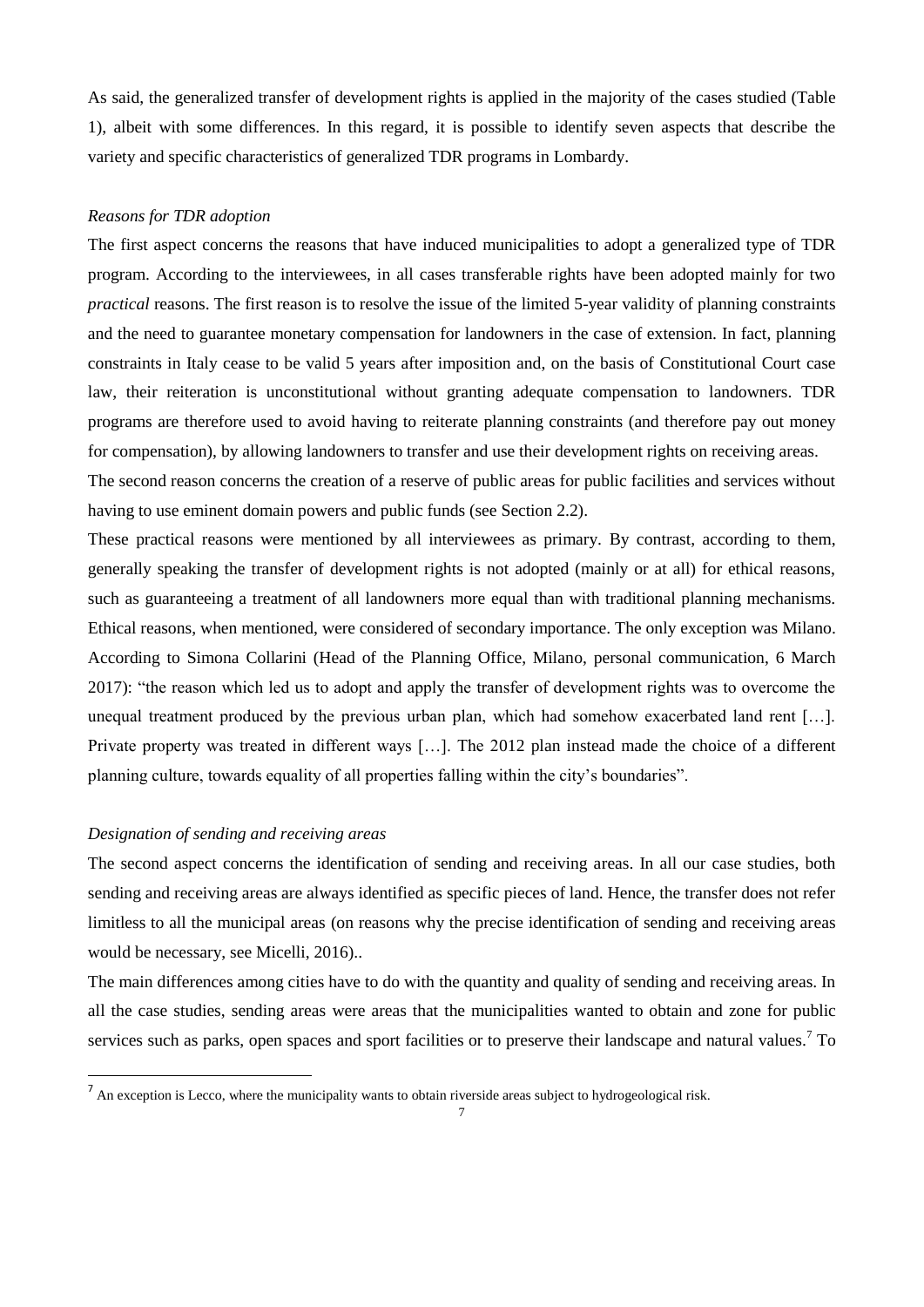As said, the generalized transfer of development rights is applied in the majority of the cases studied (Table 1), albeit with some differences. In this regard, it is possible to identify seven aspects that describe the variety and specific characteristics of generalized TDR programs in Lombardy.

*Reasons for TDR adoption*

The first aspect concerns the reasons that have induced municipalities to adopt a generalized type of TDR program. According to the interviewees, in all cases transferable rights have been adopted mainly for two *practical* reasons. The first reason is to resolve the issue of the limited 5-year validity of planning constraints and the need to guarantee monetary compensation for landowners in the case of extension. In fact, planning constraints in Italy cease to be valid 5 years after imposition and, on the basis of Constitutional Court case law, their reiteration is unconstitutional without granting adequate compensation to landowners. TDR programs are therefore used to avoid having to reiterate planning constraints (and therefore pay out money for compensation), by allowing landowners to transfer and use their development rights on receiving areas.

The second reason concerns the creation of a reserve of public areas for public facilities and services without having to use eminent domain powers and public funds (see Section 2.2).

These practical reasons were mentioned by all interviewees as primary. By contrast, according to them, generally speaking the transfer of development rights is not adopted (mainly or at all) for ethical reasons, such as guaranteeing a treatment of all landowners more equal than with traditional planning mechanisms. Ethical reasons, when mentioned, were considered of secondary importance. The only exception was Milano. According to Simona Collarini (Head of the Planning Office, Milano, personal communication, 6 March 2017): "the reason which led us to adopt and apply the transfer of development rights was to overcome the unequal treatment produced by the previous urban plan, which had somehow exacerbated land rent […]. Private property was treated in different ways […]. The 2012 plan instead made the choice of a different planning culture, towards equality of all properties falling within the city's boundaries".

*Designation of sending and receiving areas*

The second aspect concerns the identification of sending and receiving areas. In all our case studies, both sending and receiving areas are always identified as specific pieces of land. Hence, the transfer does not refer limitless to all the municipal areas (on reasons why the precise identification of sending and receiving areas would be necessary, see Micelli, 2016)..

The main differences among cities have to do with the quantity and quality of sending and receiving areas. In all the case studies, sending areas were areas that the municipalities wanted to obtain and zone for public services such as parks, open spaces and sport facilities or to preserve their landscape and natural values.[7] To

[7] An exception is Lecco, where the municipality wants to obtain riverside areas subject to hydrogeological risk.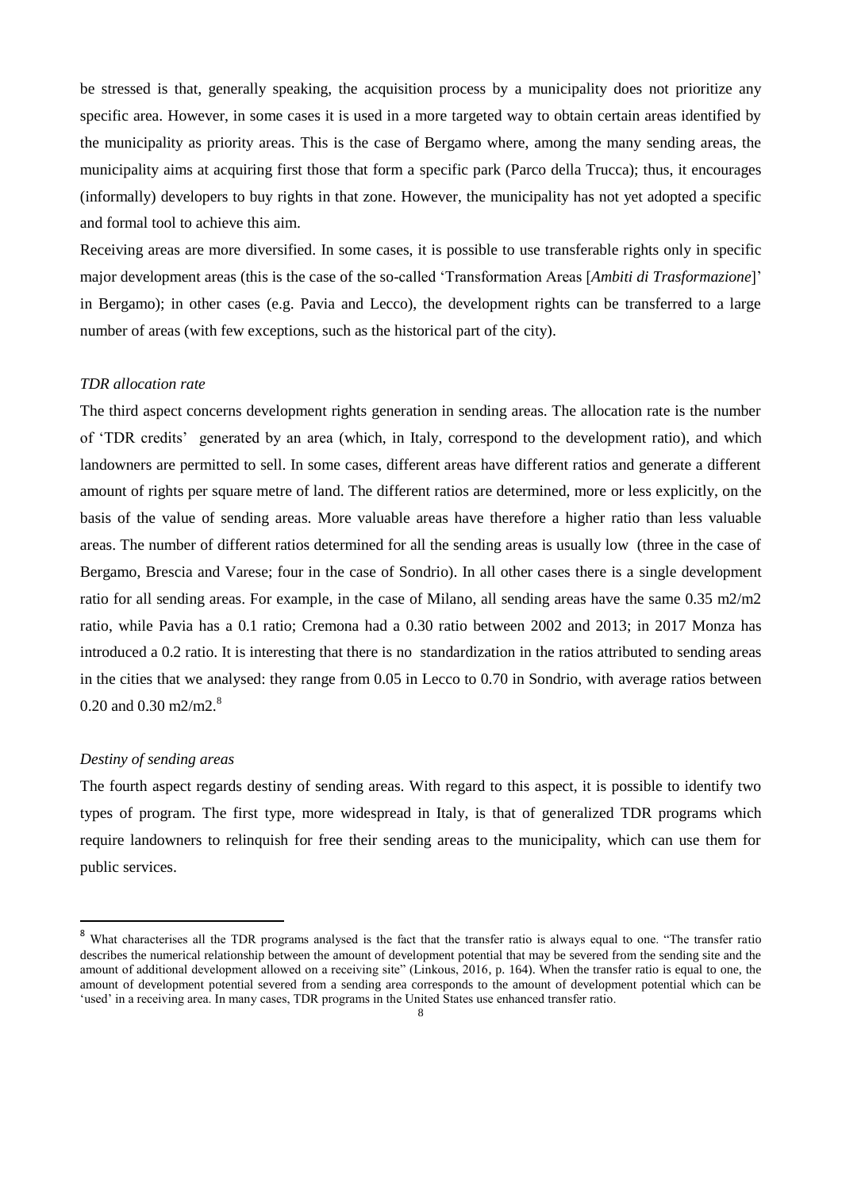be stressed is that, generally speaking, the acquisition process by a municipality does not prioritize any specific area. However, in some cases it is used in a more targeted way to obtain certain areas identified by the municipality as priority areas. This is the case of Bergamo where, among the many sending areas, the municipality aims at acquiring first those that form a specific park (Parco della Trucca); thus, it encourages (informally) developers to buy rights in that zone. However, the municipality has not yet adopted a specific and formal tool to achieve this aim.

Receiving areas are more diversified. In some cases, it is possible to use transferable rights only in specific major development areas (this is the case of the so-called 'Transformation Areas [*Ambiti di Trasformazione*]' in Bergamo); in other cases (e.g. Pavia and Lecco), the development rights can be transferred to a large number of areas (with few exceptions, such as the historical part of the city).

*TDR allocation rate*

The third aspect concerns development rights generation in sending areas. The allocation rate is the number of 'TDR credits' generated by an area (which, in Italy, correspond to the development ratio), and which landowners are permitted to sell. In some cases, different areas have different ratios and generate a different amount of rights per square metre of land. The different ratios are determined, more or less explicitly, on the basis of the value of sending areas. More valuable areas have therefore a higher ratio than less valuable areas. The number of different ratios determined for all the sending areas is usually low (three in the case of Bergamo, Brescia and Varese; four in the case of Sondrio). In all other cases there is a single development ratio for all sending areas. For example, in the case of Milano, all sending areas have the same 0.35 m2/m2 ratio, while Pavia has a 0.1 ratio; Cremona had a 0.30 ratio between 2002 and 2013; in 2017 Monza has introduced a 0.2 ratio. It is interesting that there is no standardization in the ratios attributed to sending areas in the cities that we analysed: they range from 0.05 in Lecco to 0.70 in Sondrio, with average ratios between 0.20 and 0.30 m2/m2.[8]

*Destiny of sending areas*

The fourth aspect regards destiny of sending areas. With regard to this aspect, it is possible to identify two types of program. The first type, more widespread in Italy, is that of generalized TDR programs which require landowners to relinquish for free their sending areas to the municipality, which can use them for public services.

[8] What characterises all the TDR programs analysed is the fact that the transfer ratio is always equal to one. "The transfer ratio describes the numerical relationship between the amount of development potential that may be severed from the sending site and the amount of additional development allowed on a receiving site" (Linkous, 2016, p. 164). When the transfer ratio is equal to one, the amount of development potential severed from a sending area corresponds to the amount of development potential which can be 'used' in a receiving area. In many cases, TDR programs in the United States use enhanced transfer ratio.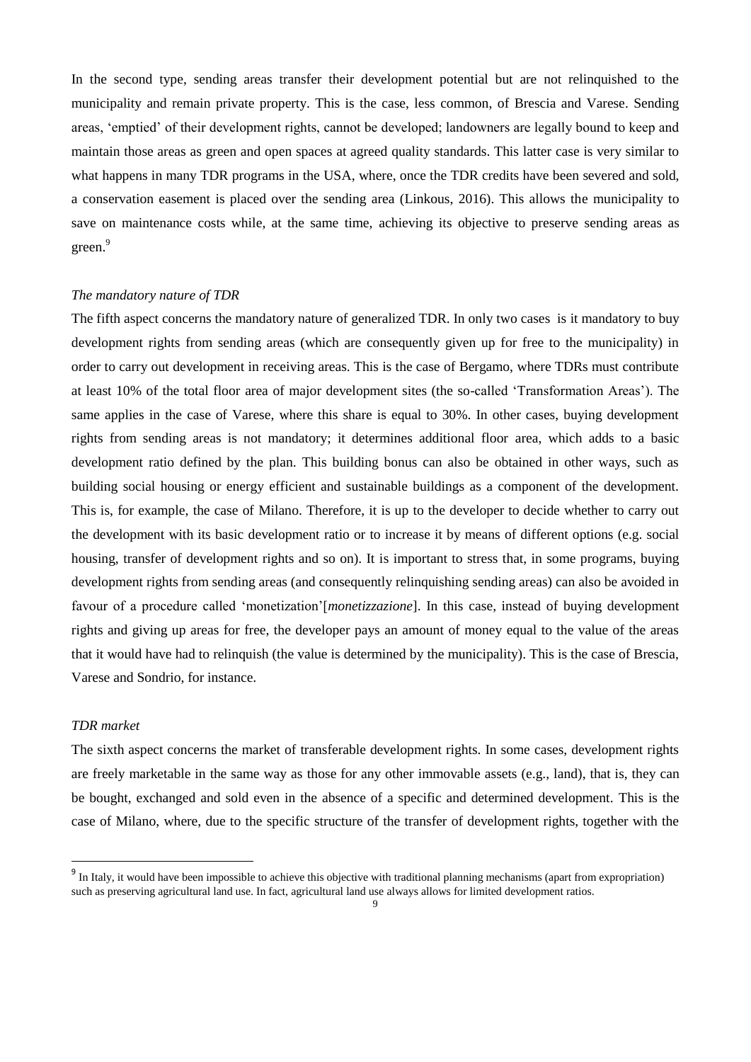In the second type, sending areas transfer their development potential but are not relinquished to the municipality and remain private property. This is the case, less common, of Brescia and Varese. Sending areas, 'emptied' of their development rights, cannot be developed; landowners are legally bound to keep and maintain those areas as green and open spaces at agreed quality standards. This latter case is very similar to what happens in many TDR programs in the USA, where, once the TDR credits have been severed and sold, a conservation easement is placed over the sending area (Linkous, 2016). This allows the municipality to save on maintenance costs while, at the same time, achieving its objective to preserve sending areas as green.[9]

*The mandatory nature of TDR*

The fifth aspect concerns the mandatory nature of generalized TDR. In only two cases is it mandatory to buy development rights from sending areas (which are consequently given up for free to the municipality) in order to carry out development in receiving areas. This is the case of Bergamo, where TDRs must contribute at least 10% of the total floor area of major development sites (the so-called 'Transformation Areas'). The same applies in the case of Varese, where this share is equal to 30%. In other cases, buying development rights from sending areas is not mandatory; it determines additional floor area, which adds to a basic development ratio defined by the plan. This building bonus can also be obtained in other ways, such as building social housing or energy efficient and sustainable buildings as a component of the development. This is, for example, the case of Milano. Therefore, it is up to the developer to decide whether to carry out the development with its basic development ratio or to increase it by means of different options (e.g. social housing, transfer of development rights and so on). It is important to stress that, in some programs, buying development rights from sending areas (and consequently relinquishing sending areas) can also be avoided in favour of a procedure called 'monetization'[*monetizzazione*]. In this case, instead of buying development rights and giving up areas for free, the developer pays an amount of money equal to the value of the areas that it would have had to relinquish (the value is determined by the municipality). This is the case of Brescia, Varese and Sondrio, for instance.

*TDR market*

The sixth aspect concerns the market of transferable development rights. In some cases, development rights are freely marketable in the same way as those for any other immovable assets (e.g., land), that is, they can be bought, exchanged and sold even in the absence of a specific and determined development. This is the case of Milano, where, due to the specific structure of the transfer of development rights, together with the

[9] In Italy, it would have been impossible to achieve this objective with traditional planning mechanisms (apart from expropriation) such as preserving agricultural land use. In fact, agricultural land use always allows for limited development ratios.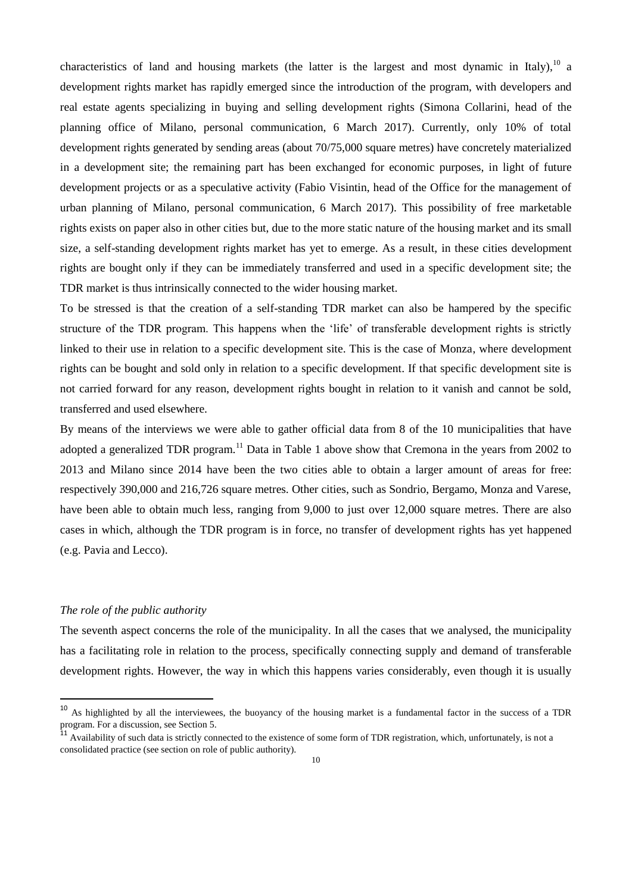characteristics of land and housing markets (the latter is the largest and most dynamic in Italy),[10] a development rights market has rapidly emerged since the introduction of the program, with developers and real estate agents specializing in buying and selling development rights (Simona Collarini, head of the planning office of Milano, personal communication, 6 March 2017). Currently, only 10% of total development rights generated by sending areas (about 70/75,000 square metres) have concretely materialized in a development site; the remaining part has been exchanged for economic purposes, in light of future development projects or as a speculative activity (Fabio Visintin, head of the Office for the management of urban planning of Milano, personal communication, 6 March 2017). This possibility of free marketable rights exists on paper also in other cities but, due to the more static nature of the housing market and its small size, a self-standing development rights market has yet to emerge. As a result, in these cities development rights are bought only if they can be immediately transferred and used in a specific development site; the TDR market is thus intrinsically connected to the wider housing market.

To be stressed is that the creation of a self-standing TDR market can also be hampered by the specific structure of the TDR program. This happens when the 'life' of transferable development rights is strictly linked to their use in relation to a specific development site. This is the case of Monza, where development rights can be bought and sold only in relation to a specific development. If that specific development site is not carried forward for any reason, development rights bought in relation to it vanish and cannot be sold, transferred and used elsewhere.

By means of the interviews we were able to gather official data from 8 of the 10 municipalities that have adopted a generalized TDR program.[11] Data in Table 1 above show that Cremona in the years from 2002 to 2013 and Milano since 2014 have been the two cities able to obtain a larger amount of areas for free: respectively 390,000 and 216,726 square metres. Other cities, such as Sondrio, Bergamo, Monza and Varese, have been able to obtain much less, ranging from 9,000 to just over 12,000 square metres. There are also cases in which, although the TDR program is in force, no transfer of development rights has yet happened (e.g. Pavia and Lecco).

*The role of the public authority*

The seventh aspect concerns the role of the municipality. In all the cases that we analysed, the municipality has a facilitating role in relation to the process, specifically connecting supply and demand of transferable development rights. However, the way in which this happens varies considerably, even though it is usually

[10] As highlighted by all the interviewees, the buoyancy of the housing market is a fundamental factor in the success of a TDR program. For a discussion, see Section 5.

[11] Availability of such data is strictly connected to the existence of some form of TDR registration, which, unfortunately, is not a consolidated practice (see section on role of public authority).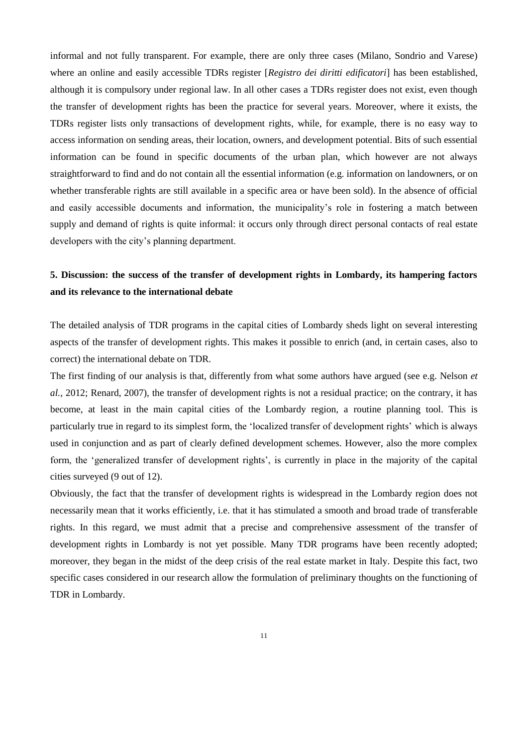informal and not fully transparent. For example, there are only three cases (Milano, Sondrio and Varese) where an online and easily accessible TDRs register [*Registro dei diritti edificatori*] has been established, although it is compulsory under regional law. In all other cases a TDRs register does not exist, even though the transfer of development rights has been the practice for several years. Moreover, where it exists, the TDRs register lists only transactions of development rights, while, for example, there is no easy way to access information on sending areas, their location, owners, and development potential. Bits of such essential information can be found in specific documents of the urban plan, which however are not always straightforward to find and do not contain all the essential information (e.g. information on landowners, or on whether transferable rights are still available in a specific area or have been sold). In the absence of official and easily accessible documents and information, the municipality's role in fostering a match between supply and demand of rights is quite informal: it occurs only through direct personal contacts of real estate developers with the city's planning department.

## 5. Discussion: the success of the transfer of development rights in Lombardy, its hampering factors and its relevance to the international debate

The detailed analysis of TDR programs in the capital cities of Lombardy sheds light on several interesting aspects of the transfer of development rights. This makes it possible to enrich (and, in certain cases, also to correct) the international debate on TDR.

The first finding of our analysis is that, differently from what some authors have argued (see e.g. Nelson *et al.*, 2012; Renard, 2007), the transfer of development rights is not a residual practice; on the contrary, it has become, at least in the main capital cities of the Lombardy region, a routine planning tool. This is particularly true in regard to its simplest form, the 'localized transfer of development rights' which is always used in conjunction and as part of clearly defined development schemes. However, also the more complex form, the 'generalized transfer of development rights', is currently in place in the majority of the capital cities surveyed (9 out of 12).

Obviously, the fact that the transfer of development rights is widespread in the Lombardy region does not necessarily mean that it works efficiently, i.e. that it has stimulated a smooth and broad trade of transferable rights. In this regard, we must admit that a precise and comprehensive assessment of the transfer of development rights in Lombardy is not yet possible. Many TDR programs have been recently adopted; moreover, they began in the midst of the deep crisis of the real estate market in Italy. Despite this fact, two specific cases considered in our research allow the formulation of preliminary thoughts on the functioning of TDR in Lombardy.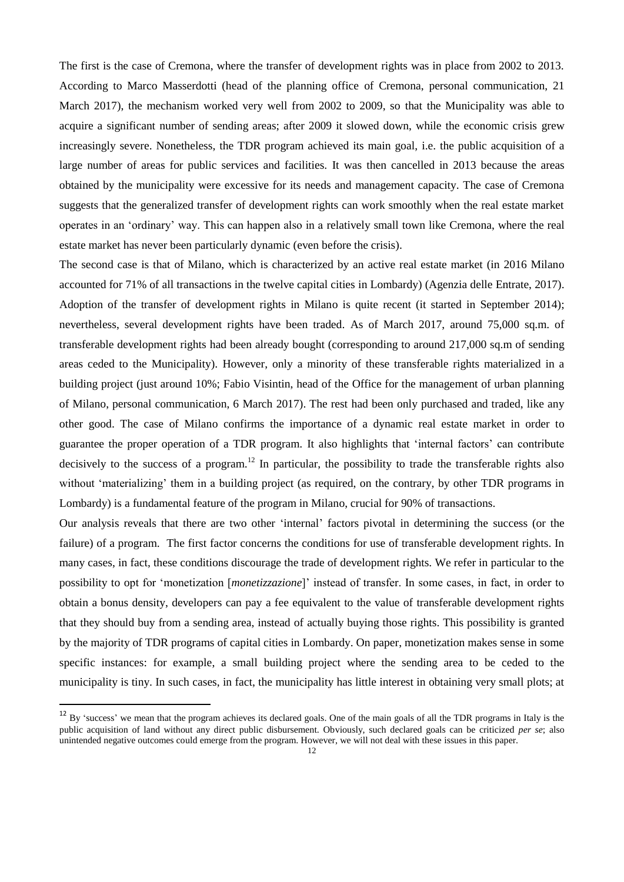The first is the case of Cremona, where the transfer of development rights was in place from 2002 to 2013. According to Marco Masserdotti (head of the planning office of Cremona, personal communication, 21 March 2017), the mechanism worked very well from 2002 to 2009, so that the Municipality was able to acquire a significant number of sending areas; after 2009 it slowed down, while the economic crisis grew increasingly severe. Nonetheless, the TDR program achieved its main goal, i.e. the public acquisition of a large number of areas for public services and facilities. It was then cancelled in 2013 because the areas obtained by the municipality were excessive for its needs and management capacity. The case of Cremona suggests that the generalized transfer of development rights can work smoothly when the real estate market operates in an 'ordinary' way. This can happen also in a relatively small town like Cremona, where the real estate market has never been particularly dynamic (even before the crisis).

The second case is that of Milano, which is characterized by an active real estate market (in 2016 Milano accounted for 71% of all transactions in the twelve capital cities in Lombardy) (Agenzia delle Entrate, 2017). Adoption of the transfer of development rights in Milano is quite recent (it started in September 2014); nevertheless, several development rights have been traded. As of March 2017, around 75,000 sq.m. of transferable development rights had been already bought (corresponding to around 217,000 sq.m of sending areas ceded to the Municipality). However, only a minority of these transferable rights materialized in a building project (just around 10%; Fabio Visintin, head of the Office for the management of urban planning of Milano, personal communication, 6 March 2017). The rest had been only purchased and traded, like any other good. The case of Milano confirms the importance of a dynamic real estate market in order to guarantee the proper operation of a TDR program. It also highlights that 'internal factors' can contribute decisively to the success of a program.[12] In particular, the possibility to trade the transferable rights also without 'materializing' them in a building project (as required, on the contrary, by other TDR programs in Lombardy) is a fundamental feature of the program in Milano, crucial for 90% of transactions.

Our analysis reveals that there are two other 'internal' factors pivotal in determining the success (or the failure) of a program. The first factor concerns the conditions for use of transferable development rights. In many cases, in fact, these conditions discourage the trade of development rights. We refer in particular to the possibility to opt for 'monetization [*monetizzazione*]' instead of transfer. In some cases, in fact, in order to obtain a bonus density, developers can pay a fee equivalent to the value of transferable development rights that they should buy from a sending area, instead of actually buying those rights. This possibility is granted by the majority of TDR programs of capital cities in Lombardy. On paper, monetization makes sense in some specific instances: for example, a small building project where the sending area to be ceded to the municipality is tiny. In such cases, in fact, the municipality has little interest in obtaining very small plots; at

[12] By 'success' we mean that the program achieves its declared goals. One of the main goals of all the TDR programs in Italy is the public acquisition of land without any direct public disbursement. Obviously, such declared goals can be criticized *per se*; also unintended negative outcomes could emerge from the program. However, we will not deal with these issues in this paper.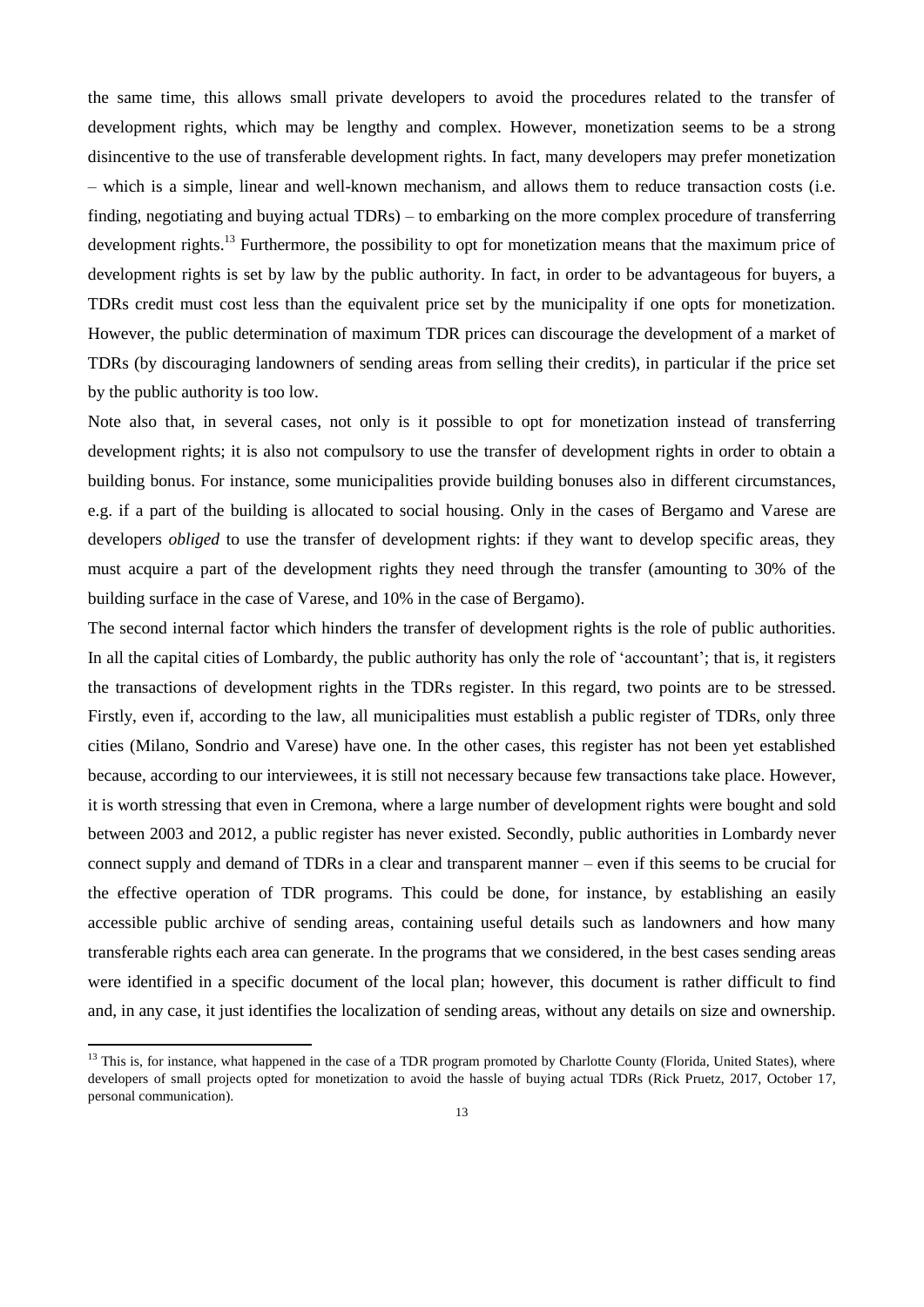the same time, this allows small private developers to avoid the procedures related to the transfer of development rights, which may be lengthy and complex. However, monetization seems to be a strong disincentive to the use of transferable development rights. In fact, many developers may prefer monetization – which is a simple, linear and well-known mechanism, and allows them to reduce transaction costs (i.e. finding, negotiating and buying actual TDRs) – to embarking on the more complex procedure of transferring development rights.[13] Furthermore, the possibility to opt for monetization means that the maximum price of development rights is set by law by the public authority. In fact, in order to be advantageous for buyers, a TDRs credit must cost less than the equivalent price set by the municipality if one opts for monetization. However, the public determination of maximum TDR prices can discourage the development of a market of TDRs (by discouraging landowners of sending areas from selling their credits), in particular if the price set by the public authority is too low.

Note also that, in several cases, not only is it possible to opt for monetization instead of transferring development rights; it is also not compulsory to use the transfer of development rights in order to obtain a building bonus. For instance, some municipalities provide building bonuses also in different circumstances, e.g. if a part of the building is allocated to social housing. Only in the cases of Bergamo and Varese are developers *obliged* to use the transfer of development rights: if they want to develop specific areas, they must acquire a part of the development rights they need through the transfer (amounting to 30% of the building surface in the case of Varese, and 10% in the case of Bergamo).

The second internal factor which hinders the transfer of development rights is the role of public authorities. In all the capital cities of Lombardy, the public authority has only the role of 'accountant'; that is, it registers the transactions of development rights in the TDRs register. In this regard, two points are to be stressed. Firstly, even if, according to the law, all municipalities must establish a public register of TDRs, only three cities (Milano, Sondrio and Varese) have one. In the other cases, this register has not been yet established because, according to our interviewees, it is still not necessary because few transactions take place. However, it is worth stressing that even in Cremona, where a large number of development rights were bought and sold between 2003 and 2012, a public register has never existed. Secondly, public authorities in Lombardy never connect supply and demand of TDRs in a clear and transparent manner – even if this seems to be crucial for the effective operation of TDR programs. This could be done, for instance, by establishing an easily accessible public archive of sending areas, containing useful details such as landowners and how many transferable rights each area can generate. In the programs that we considered, in the best cases sending areas were identified in a specific document of the local plan; however, this document is rather difficult to find and, in any case, it just identifies the localization of sending areas, without any details on size and ownership.

[13] This is, for instance, what happened in the case of a TDR program promoted by Charlotte County (Florida, United States), where developers of small projects opted for monetization to avoid the hassle of buying actual TDRs (Rick Pruetz, 2017, October 17, personal communication).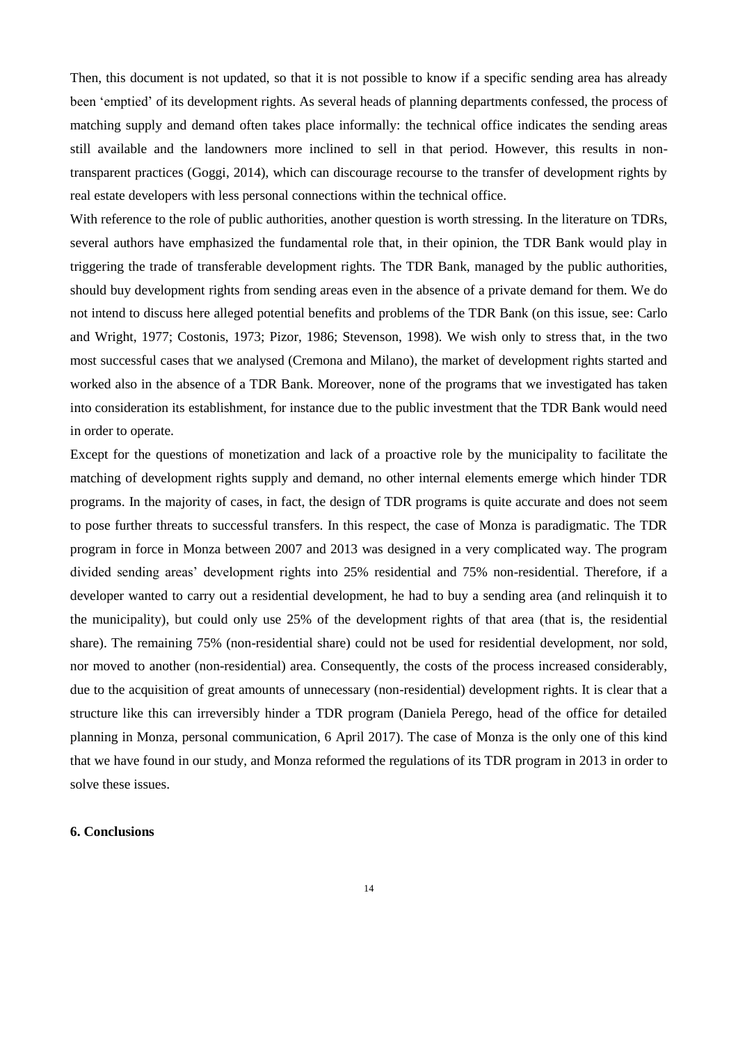Then, this document is not updated, so that it is not possible to know if a specific sending area has already been 'emptied' of its development rights. As several heads of planning departments confessed, the process of matching supply and demand often takes place informally: the technical office indicates the sending areas still available and the landowners more inclined to sell in that period. However, this results in non-transparent practices (Goggi, 2014), which can discourage recourse to the transfer of development rights by real estate developers with less personal connections within the technical office.

With reference to the role of public authorities, another question is worth stressing. In the literature on TDRs, several authors have emphasized the fundamental role that, in their opinion, the TDR Bank would play in triggering the trade of transferable development rights. The TDR Bank, managed by the public authorities, should buy development rights from sending areas even in the absence of a private demand for them. We do not intend to discuss here alleged potential benefits and problems of the TDR Bank (on this issue, see: Carlo and Wright, 1977; Costonis, 1973; Pizor, 1986; Stevenson, 1998). We wish only to stress that, in the two most successful cases that we analysed (Cremona and Milano), the market of development rights started and worked also in the absence of a TDR Bank. Moreover, none of the programs that we investigated has taken into consideration its establishment, for instance due to the public investment that the TDR Bank would need in order to operate.

Except for the questions of monetization and lack of a proactive role by the municipality to facilitate the matching of development rights supply and demand, no other internal elements emerge which hinder TDR programs. In the majority of cases, in fact, the design of TDR programs is quite accurate and does not seem to pose further threats to successful transfers. In this respect, the case of Monza is paradigmatic. The TDR program in force in Monza between 2007 and 2013 was designed in a very complicated way. The program divided sending areas' development rights into 25% residential and 75% non-residential. Therefore, if a developer wanted to carry out a residential development, he had to buy a sending area (and relinquish it to the municipality), but could only use 25% of the development rights of that area (that is, the residential share). The remaining 75% (non-residential share) could not be used for residential development, nor sold, nor moved to another (non-residential) area. Consequently, the costs of the process increased considerably, due to the acquisition of great amounts of unnecessary (non-residential) development rights. It is clear that a structure like this can irreversibly hinder a TDR program (Daniela Perego, head of the office for detailed planning in Monza, personal communication, 6 April 2017). The case of Monza is the only one of this kind that we have found in our study, and Monza reformed the regulations of its TDR program in 2013 in order to solve these issues.

## 6. Conclusions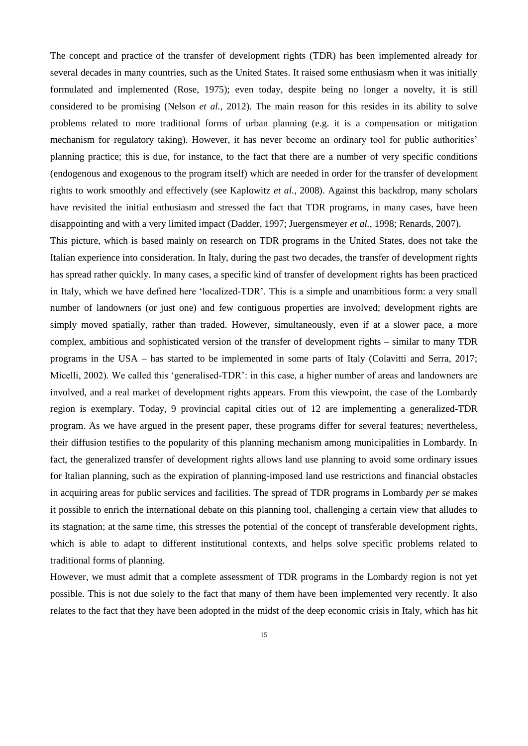The concept and practice of the transfer of development rights (TDR) has been implemented already for several decades in many countries, such as the United States. It raised some enthusiasm when it was initially formulated and implemented (Rose, 1975); even today, despite being no longer a novelty, it is still considered to be promising (Nelson *et al.*, 2012). The main reason for this resides in its ability to solve problems related to more traditional forms of urban planning (e.g. it is a compensation or mitigation mechanism for regulatory taking). However, it has never become an ordinary tool for public authorities' planning practice; this is due, for instance, to the fact that there are a number of very specific conditions (endogenous and exogenous to the program itself) which are needed in order for the transfer of development rights to work smoothly and effectively (see Kaplowitz *et al.*, 2008). Against this backdrop, many scholars have revisited the initial enthusiasm and stressed the fact that TDR programs, in many cases, have been disappointing and with a very limited impact (Dadder, 1997; Juergensmeyer *et al.*, 1998; Renards, 2007).

This picture, which is based mainly on research on TDR programs in the United States, does not take the Italian experience into consideration. In Italy, during the past two decades, the transfer of development rights has spread rather quickly. In many cases, a specific kind of transfer of development rights has been practiced in Italy, which we have defined here 'localized-TDR'. This is a simple and unambitious form: a very small number of landowners (or just one) and few contiguous properties are involved; development rights are simply moved spatially, rather than traded. However, simultaneously, even if at a slower pace, a more complex, ambitious and sophisticated version of the transfer of development rights – similar to many TDR programs in the USA – has started to be implemented in some parts of Italy (Colavitti and Serra, 2017; Micelli, 2002). We called this 'generalised-TDR': in this case, a higher number of areas and landowners are involved, and a real market of development rights appears. From this viewpoint, the case of the Lombardy region is exemplary. Today, 9 provincial capital cities out of 12 are implementing a generalized-TDR program. As we have argued in the present paper, these programs differ for several features; nevertheless, their diffusion testifies to the popularity of this planning mechanism among municipalities in Lombardy. In fact, the generalized transfer of development rights allows land use planning to avoid some ordinary issues for Italian planning, such as the expiration of planning-imposed land use restrictions and financial obstacles in acquiring areas for public services and facilities. The spread of TDR programs in Lombardy *per se* makes it possible to enrich the international debate on this planning tool, challenging a certain view that alludes to its stagnation; at the same time, this stresses the potential of the concept of transferable development rights, which is able to adapt to different institutional contexts, and helps solve specific problems related to traditional forms of planning.

However, we must admit that a complete assessment of TDR programs in the Lombardy region is not yet possible. This is not due solely to the fact that many of them have been implemented very recently. It also relates to the fact that they have been adopted in the midst of the deep economic crisis in Italy, which has hit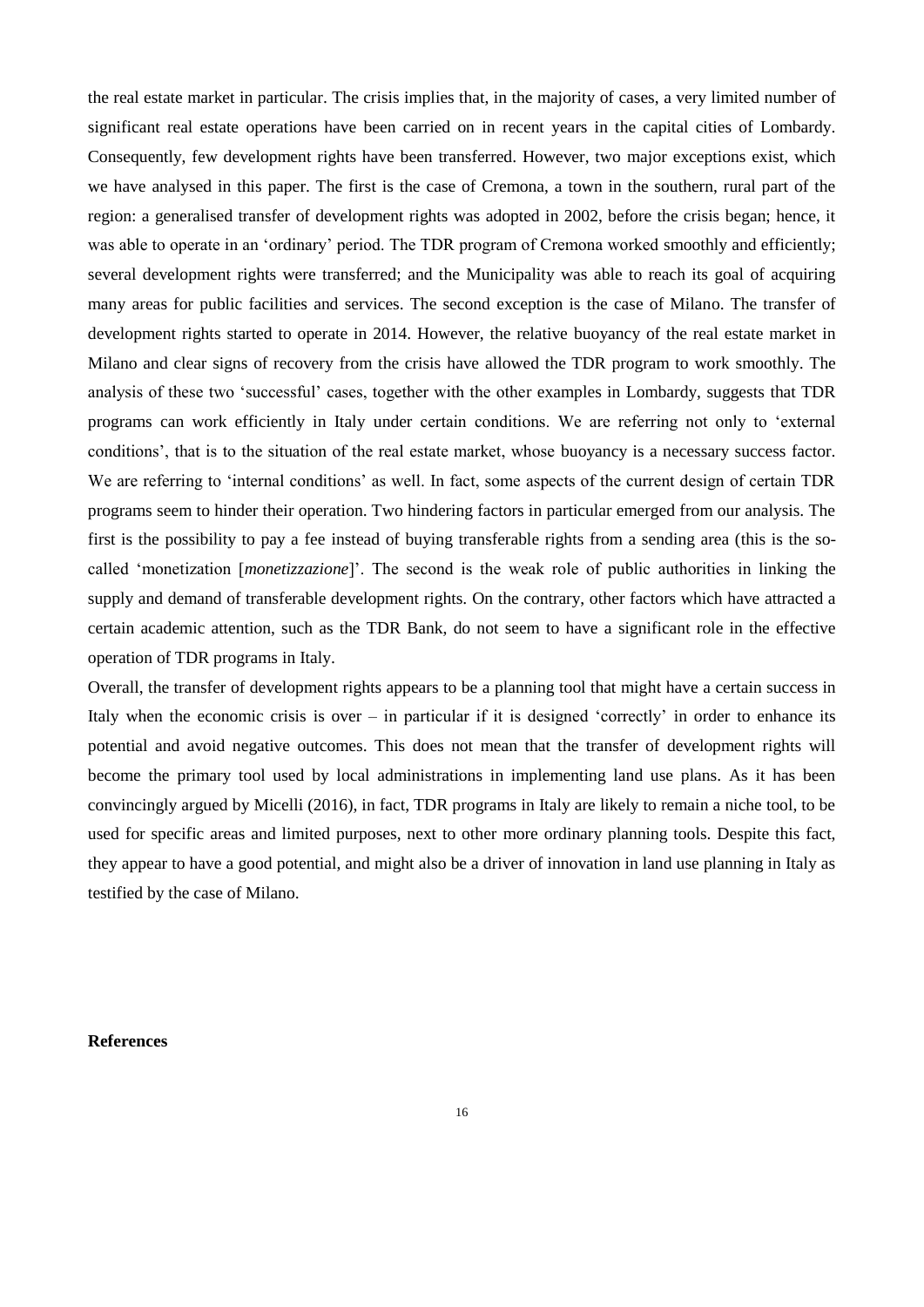the real estate market in particular. The crisis implies that, in the majority of cases, a very limited number of significant real estate operations have been carried on in recent years in the capital cities of Lombardy. Consequently, few development rights have been transferred. However, two major exceptions exist, which we have analysed in this paper. The first is the case of Cremona, a town in the southern, rural part of the region: a generalised transfer of development rights was adopted in 2002, before the crisis began; hence, it was able to operate in an 'ordinary' period. The TDR program of Cremona worked smoothly and efficiently; several development rights were transferred; and the Municipality was able to reach its goal of acquiring many areas for public facilities and services. The second exception is the case of Milano. The transfer of development rights started to operate in 2014. However, the relative buoyancy of the real estate market in Milano and clear signs of recovery from the crisis have allowed the TDR program to work smoothly. The analysis of these two 'successful' cases, together with the other examples in Lombardy, suggests that TDR programs can work efficiently in Italy under certain conditions. We are referring not only to 'external conditions', that is to the situation of the real estate market, whose buoyancy is a necessary success factor. We are referring to 'internal conditions' as well. In fact, some aspects of the current design of certain TDR programs seem to hinder their operation. Two hindering factors in particular emerged from our analysis. The first is the possibility to pay a fee instead of buying transferable rights from a sending area (this is the so-called 'monetization [*monetizzazione*]'. The second is the weak role of public authorities in linking the supply and demand of transferable development rights. On the contrary, other factors which have attracted a certain academic attention, such as the TDR Bank, do not seem to have a significant role in the effective operation of TDR programs in Italy.

Overall, the transfer of development rights appears to be a planning tool that might have a certain success in Italy when the economic crisis is over – in particular if it is designed 'correctly' in order to enhance its potential and avoid negative outcomes. This does not mean that the transfer of development rights will become the primary tool used by local administrations in implementing land use plans. As it has been convincingly argued by Micelli (2016), in fact, TDR programs in Italy are likely to remain a niche tool, to be used for specific areas and limited purposes, next to other more ordinary planning tools. Despite this fact, they appear to have a good potential, and might also be a driver of innovation in land use planning in Italy as testified by the case of Milano.

**References**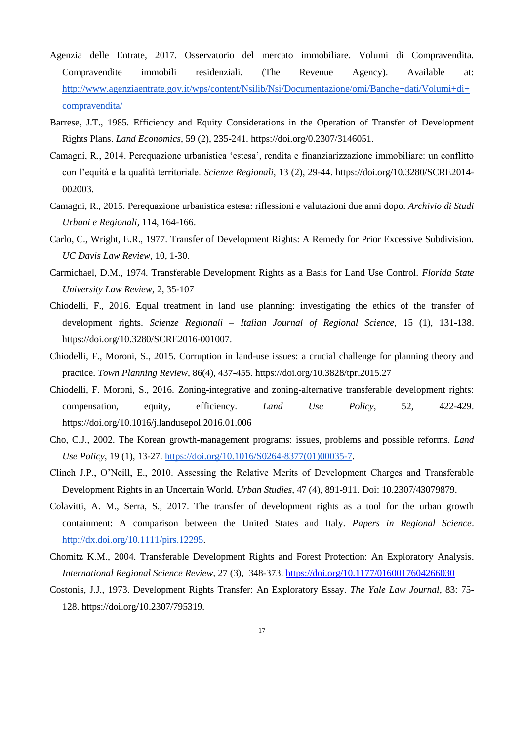Agenzia delle Entrate, 2017. Osservatorio del mercato immobiliare. Volumi di Compravendita. Compravendite immobili residenziali. (The Revenue Agency). Available at: [http://www.agenziaentrate.gov.it/wps/content/Nsilib/Nsi/Documentazione/omi/Banche+dati/Volumi+di+compravendita/](http://www.agenziaentrate.gov.it/wps/content/Nsilib/Nsi/Documentazione/omi/Banche+dati/Volumi+di+compravendita/)

Barrese, J.T., 1985. Efficiency and Equity Considerations in the Operation of Transfer of Development Rights Plans. *Land Economics*, 59 (2), 235-241. https://doi.org/0.2307/3146051.

Camagni, R., 2014. Perequazione urbanistica 'estesa', rendita e finanziarizzazione immobiliare: un conflitto con l'equità e la qualità territoriale. *Scienze Regionali*, 13 (2), 29-44. https://doi.org/10.3280/SCRE2014-002003.

Camagni, R., 2015. Perequazione urbanistica estesa: riflessioni e valutazioni due anni dopo. *Archivio di Studi Urbani e Regionali*, 114, 164-166.

Carlo, C., Wright, E.R., 1977. Transfer of Development Rights: A Remedy for Prior Excessive Subdivision. *UC Davis Law Review*, 10, 1-30.

Carmichael, D.M., 1974. Transferable Development Rights as a Basis for Land Use Control. *Florida State University Law Review*, 2, 35-107

Chiodelli, F., 2016. Equal treatment in land use planning: investigating the ethics of the transfer of development rights. *Scienze Regionali – Italian Journal of Regional Science*, 15 (1), 131-138. https://doi.org/10.3280/SCRE2016-001007.

Chiodelli, F., Moroni, S., 2015. Corruption in land-use issues: a crucial challenge for planning theory and practice. *Town Planning Review*, 86(4), 437-455. https://doi.org/10.3828/tpr.2015.27

Chiodelli, F. Moroni, S., 2016. Zoning-integrative and zoning-alternative transferable development rights: compensation, equity, efficiency. *Land Use Policy*, 52, 422-429. https://doi.org/10.1016/j.landusepol.2016.01.006

Cho, C.J., 2002. The Korean growth-management programs: issues, problems and possible reforms. *Land Use Policy*, 19 (1), 13-27. [https://doi.org/10.1016/S0264-8377(01)00035-7](https://doi.org/10.1016/S0264-8377(01)00035-7).

Clinch J.P., O'Neill, E., 2010. Assessing the Relative Merits of Development Charges and Transferable Development Rights in an Uncertain World. *Urban Studies*, 47 (4), 891-911. Doi: 10.2307/43079879.

Colavitti, A. M., Serra, S., 2017. The transfer of development rights as a tool for the urban growth containment: A comparison between the United States and Italy. *Papers in Regional Science*. [http://dx.doi.org/10.1111/pirs.12295](http://dx.doi.org/10.1111/pirs.12295).

Chomitz K.M., 2004. Transferable Development Rights and Forest Protection: An Exploratory Analysis. *International Regional Science Review*, 27 (3), 348-373. [https://doi.org/10.1177/0160017604266030](https://doi.org/10.1177/0160017604266030)

Costonis, J.J., 1973. Development Rights Transfer: An Exploratory Essay. *The Yale Law Journal*, 83: 75-128. https://doi.org/10.2307/795319.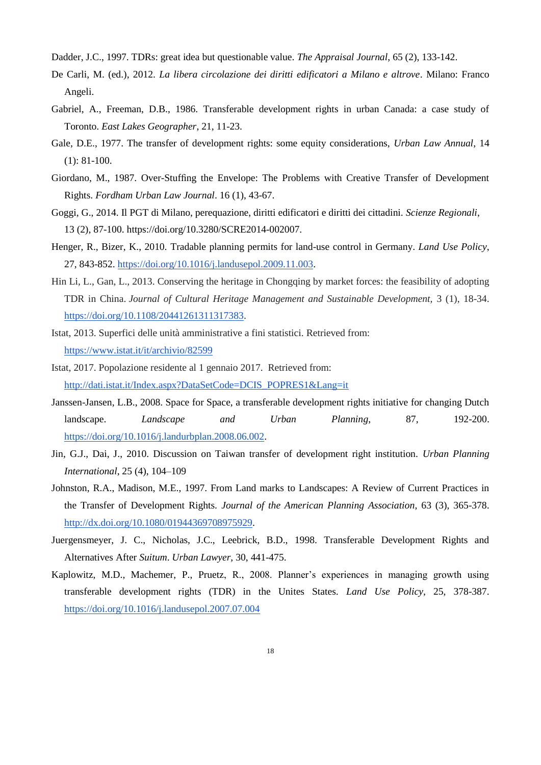Dadder, J.C., 1997. TDRs: great idea but questionable value. *The Appraisal Journal*, 65 (2), 133-142.

De Carli, M. (ed.), 2012. *La libera circolazione dei diritti edificatori a Milano e altrove*. Milano: Franco Angeli.

Gabriel, A., Freeman, D.B., 1986. Transferable development rights in urban Canada: a case study of Toronto. *East Lakes Geographer*, 21, 11-23.

Gale, D.E., 1977. The transfer of development rights: some equity considerations, *Urban Law Annual*, 14 (1): 81-100.

Giordano, M., 1987. Over-Stuffing the Envelope: The Problems with Creative Transfer of Development Rights. *Fordham Urban Law Journal*. 16 (1), 43-67.

Goggi, G., 2014. Il PGT di Milano, perequazione, diritti edificatori e diritti dei cittadini. *Scienze Regionali*, 13 (2), 87-100. https://doi.org/10.3280/SCRE2014-002007.

Henger, R., Bizer, K., 2010. Tradable planning permits for land-use control in Germany. *Land Use Policy*, 27, 843-852. https://doi.org/10.1016/j.landusepol.2009.11.003.

Hin Li, L., Gan, L., 2013. Conserving the heritage in Chongqing by market forces: the feasibility of adopting TDR in China. *Journal of Cultural Heritage Management and Sustainable Development*, 3 (1), 18-34. https://doi.org/10.1108/20441261311317383.

Istat, 2013. Superfici delle unità amministrative a fini statistici. Retrieved from: https://www.istat.it/it/archivio/82599

Istat, 2017. Popolazione residente al 1 gennaio 2017. Retrieved from: http://dati.istat.it/Index.aspx?DataSetCode=DCIS_POPRES1&Lang=it

Janssen-Jansen, L.B., 2008. Space for Space, a transferable development rights initiative for changing Dutch landscape. *Landscape and Urban Planning*, 87, 192-200. https://doi.org/10.1016/j.landurbplan.2008.06.002.

Jin, G.J., Dai, J., 2010. Discussion on Taiwan transfer of development right institution. *Urban Planning International*, 25 (4), 104–109

Johnston, R.A., Madison, M.E., 1997. From Land marks to Landscapes: A Review of Current Practices in the Transfer of Development Rights. *Journal of the American Planning Association*, 63 (3), 365-378. http://dx.doi.org/10.1080/01944369708975929.

Juergensmeyer, J. C., Nicholas, J.C., Leebrick, B.D., 1998. Transferable Development Rights and Alternatives After *Suitum*. *Urban Lawyer*, 30, 441-475.

Kaplowitz, M.D., Machemer, P., Pruetz, R., 2008. Planner's experiences in managing growth using transferable development rights (TDR) in the Unites States. *Land Use Policy*, 25, 378-387. https://doi.org/10.1016/j.landusepol.2007.07.004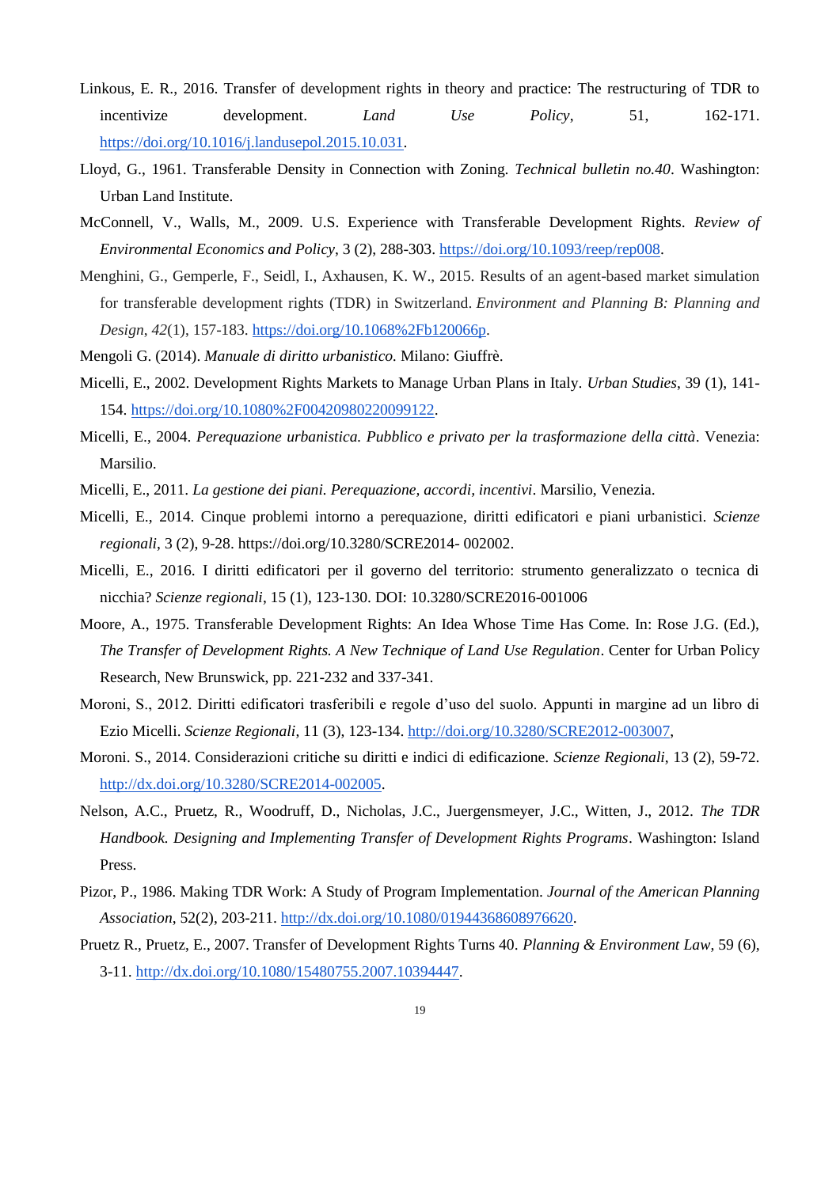Linkous, E. R., 2016. Transfer of development rights in theory and practice: The restructuring of TDR to incentivize development. *Land Use Policy*, 51, 162-171. https://doi.org/10.1016/j.landusepol.2015.10.031.

Lloyd, G., 1961. Transferable Density in Connection with Zoning. *Technical bulletin no.40*. Washington: Urban Land Institute.

McConnell, V., Walls, M., 2009. U.S. Experience with Transferable Development Rights. *Review of Environmental Economics and Policy*, 3 (2), 288-303. https://doi.org/10.1093/reep/rep008.

Menghini, G., Gemperle, F., Seidl, I., Axhausen, K. W., 2015. Results of an agent-based market simulation for transferable development rights (TDR) in Switzerland. *Environment and Planning B: Planning and Design*, *42*(1), 157-183. https://doi.org/10.1068%2Fb120066p.

Mengoli G. (2014). *Manuale di diritto urbanistico*. Milano: Giuffrè.

Micelli, E., 2002. Development Rights Markets to Manage Urban Plans in Italy. *Urban Studies*, 39 (1), 141-154. https://doi.org/10.1080%2F00420980220099122.

Micelli, E., 2004. *Perequazione urbanistica. Pubblico e privato per la trasformazione della città*. Venezia: Marsilio.

Micelli, E., 2011. *La gestione dei piani. Perequazione, accordi, incentivi*. Marsilio, Venezia.

Micelli, E., 2014. Cinque problemi intorno a perequazione, diritti edificatori e piani urbanistici. *Scienze regionali*, 3 (2), 9-28. https://doi.org/10.3280/SCRE2014- 002002.

Micelli, E., 2016. I diritti edificatori per il governo del territorio: strumento generalizzato o tecnica di nicchia? *Scienze regionali*, 15 (1), 123-130. DOI: 10.3280/SCRE2016-001006

Moore, A., 1975. Transferable Development Rights: An Idea Whose Time Has Come. In: Rose J.G. (Ed.), *The Transfer of Development Rights. A New Technique of Land Use Regulation*. Center for Urban Policy Research, New Brunswick, pp. 221-232 and 337-341.

Moroni, S., 2012. Diritti edificatori trasferibili e regole d'uso del suolo. Appunti in margine ad un libro di Ezio Micelli. *Scienze Regionali*, 11 (3), 123-134. http://doi.org/10.3280/SCRE2012-003007,

Moroni. S., 2014. Considerazioni critiche su diritti e indici di edificazione. *Scienze Regionali*, 13 (2), 59-72. http://dx.doi.org/10.3280/SCRE2014-002005.

Nelson, A.C., Pruetz, R., Woodruff, D., Nicholas, J.C., Juergensmeyer, J.C., Witten, J., 2012. *The TDR Handbook. Designing and Implementing Transfer of Development Rights Programs*. Washington: Island Press.

Pizor, P., 1986. Making TDR Work: A Study of Program Implementation. *Journal of the American Planning Association*, 52(2), 203-211. http://dx.doi.org/10.1080/01944368608976620.

Pruetz R., Pruetz, E., 2007. Transfer of Development Rights Turns 40. *Planning & Environment Law*, 59 (6), 3-11. http://dx.doi.org/10.1080/15480755.2007.10394447.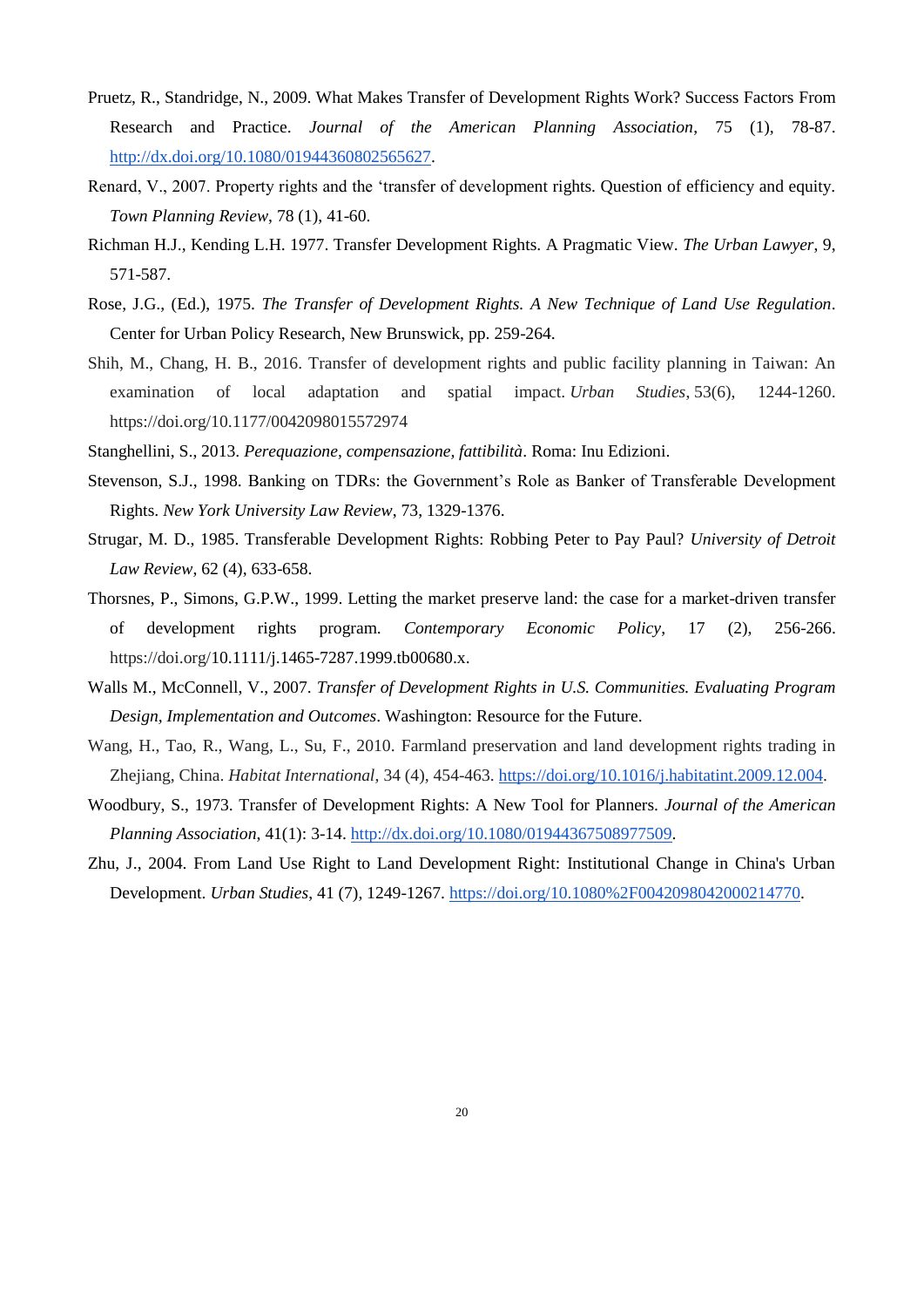Pruetz, R., Standridge, N., 2009. What Makes Transfer of Development Rights Work? Success Factors From Research and Practice. *Journal of the American Planning Association*, 75 (1), 78-87. http://dx.doi.org/10.1080/01944360802565627.

Renard, V., 2007. Property rights and the 'transfer of development rights. Question of efficiency and equity. *Town Planning Review*, 78 (1), 41-60.

Richman H.J., Kending L.H. 1977. Transfer Development Rights. A Pragmatic View. *The Urban Lawyer*, 9, 571-587.

Rose, J.G., (Ed.), 1975. *The Transfer of Development Rights. A New Technique of Land Use Regulation*. Center for Urban Policy Research, New Brunswick, pp. 259-264.

Shih, M., Chang, H. B., 2016. Transfer of development rights and public facility planning in Taiwan: An examination of local adaptation and spatial impact. *Urban Studies*, 53(6), 1244-1260. https://doi.org/10.1177/0042098015572974

Stanghellini, S., 2013. *Perequazione, compensazione, fattibilità*. Roma: Inu Edizioni.

Stevenson, S.J., 1998. Banking on TDRs: the Government's Role as Banker of Transferable Development Rights. *New York University Law Review*, 73, 1329-1376.

Strugar, M. D., 1985. Transferable Development Rights: Robbing Peter to Pay Paul? *University of Detroit Law Review*, 62 (4), 633-658.

Thorsnes, P., Simons, G.P.W., 1999. Letting the market preserve land: the case for a market-driven transfer of development rights program. *Contemporary Economic Policy*, 17 (2), 256-266. https://doi.org/10.1111/j.1465-7287.1999.tb00680.x.

Walls M., McConnell, V., 2007. *Transfer of Development Rights in U.S. Communities. Evaluating Program Design, Implementation and Outcomes*. Washington: Resource for the Future.

Wang, H., Tao, R., Wang, L., Su, F., 2010. Farmland preservation and land development rights trading in Zhejiang, China. *Habitat International*, 34 (4), 454-463. https://doi.org/10.1016/j.habitatint.2009.12.004.

Woodbury, S., 1973. Transfer of Development Rights: A New Tool for Planners. *Journal of the American Planning Association*, 41(1): 3-14. http://dx.doi.org/10.1080/01944367508977509.

Zhu, J., 2004. From Land Use Right to Land Development Right: Institutional Change in China's Urban Development. *Urban Studies*, 41 (7), 1249-1267. https://doi.org/10.1080%2F0042098042000214770.